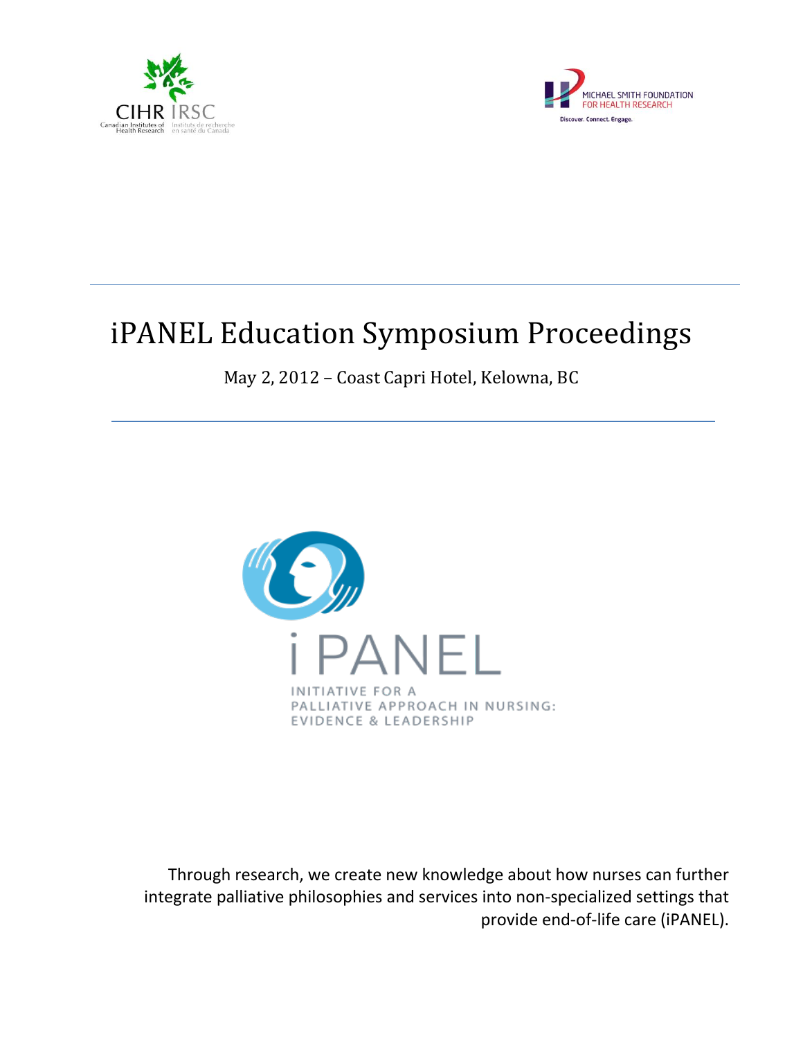CIHR IRSC
Canadian Institutes of Health Research | Instituts de recherche en santé du Canada

MICHAEL SMITH FOUNDATION FOR HEALTH RESEARCH
Discover. Connect. Engage.

# iPANEL Education Symposium Proceedings

May 2, 2012 – Coast Capri Hotel, Kelowna, BC

iPANEL
INITIATIVE FOR A PALLIATIVE APPROACH IN NURSING: EVIDENCE & LEADERSHIP

Through research, we create new knowledge about how nurses can further integrate palliative philosophies and services into non-specialized settings that provide end-of-life care (iPANEL).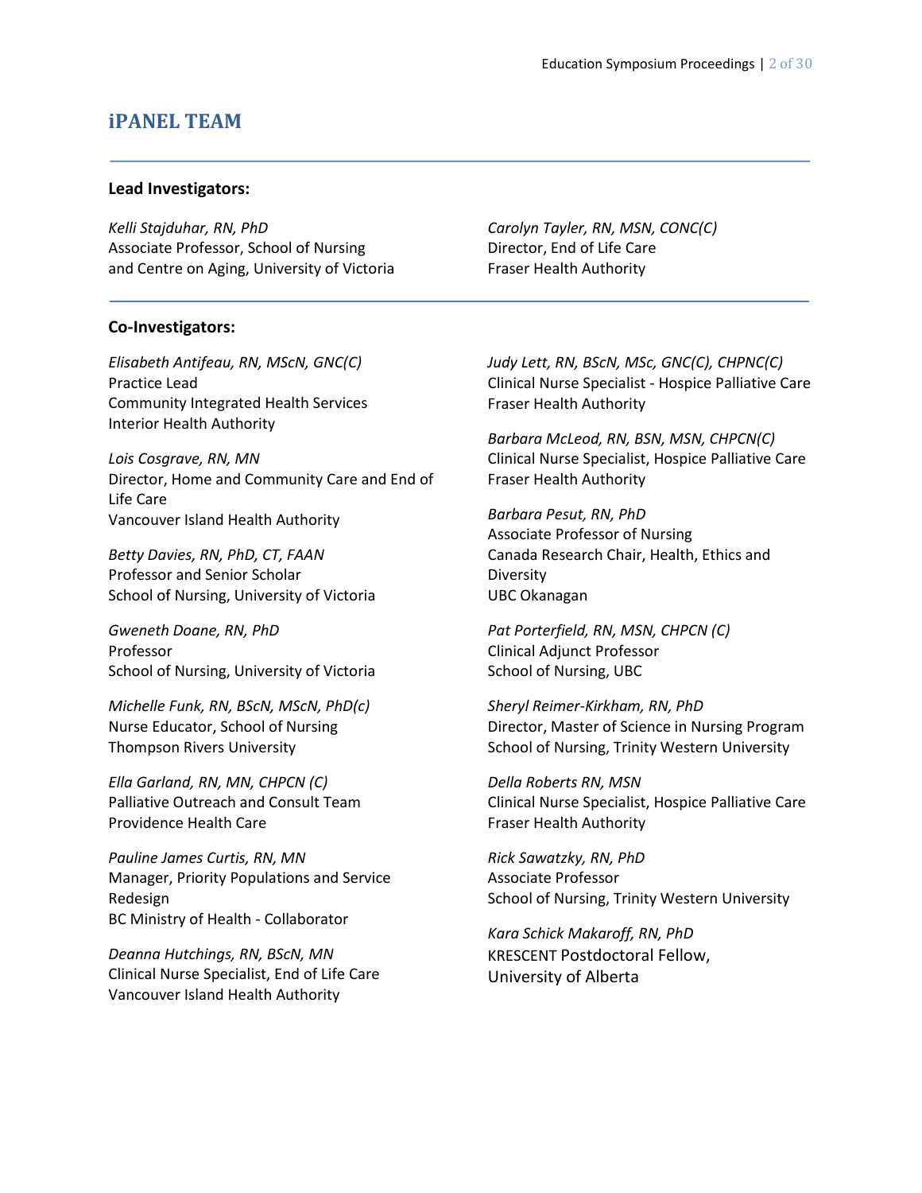## iPANEL TEAM

**Lead Investigators:**

*Kelli Stajduhar, RN, PhD*
Associate Professor, School of Nursing
and Centre on Aging, University of Victoria

*Carolyn Tayler, RN, MSN, CONC(C)*
Director, End of Life Care
Fraser Health Authority

**Co-Investigators:**

*Elisabeth Antifeau, RN, MScN, GNC(C)*
Practice Lead
Community Integrated Health Services
Interior Health Authority

*Lois Cosgrave, RN, MN*
Director, Home and Community Care and End of Life Care
Vancouver Island Health Authority

*Betty Davies, RN, PhD, CT, FAAN*
Professor and Senior Scholar
School of Nursing, University of Victoria

*Gweneth Doane, RN, PhD*
Professor
School of Nursing, University of Victoria

*Michelle Funk, RN, BScN, MScN, PhD(c)*
Nurse Educator, School of Nursing
Thompson Rivers University

*Ella Garland, RN, MN, CHPCN (C)*
Palliative Outreach and Consult Team
Providence Health Care

*Pauline James Curtis, RN, MN*
Manager, Priority Populations and Service Redesign
BC Ministry of Health - Collaborator

*Deanna Hutchings, RN, BScN, MN*
Clinical Nurse Specialist, End of Life Care
Vancouver Island Health Authority

*Judy Lett, RN, BScN, MSc, GNC(C), CHPNC(C)*
Clinical Nurse Specialist - Hospice Palliative Care
Fraser Health Authority

*Barbara McLeod, RN, BSN, MSN, CHPCN(C)*
Clinical Nurse Specialist, Hospice Palliative Care
Fraser Health Authority

*Barbara Pesut, RN, PhD*
Associate Professor of Nursing
Canada Research Chair, Health, Ethics and Diversity
UBC Okanagan

*Pat Porterfield, RN, MSN, CHPCN (C)*
Clinical Adjunct Professor
School of Nursing, UBC

*Sheryl Reimer-Kirkham, RN, PhD*
Director, Master of Science in Nursing Program
School of Nursing, Trinity Western University

*Della Roberts RN, MSN*
Clinical Nurse Specialist, Hospice Palliative Care
Fraser Health Authority

*Rick Sawatzky, RN, PhD*
Associate Professor
School of Nursing, Trinity Western University

*Kara Schick Makaroff, RN, PhD*
KRESCENT Postdoctoral Fellow,
University of Alberta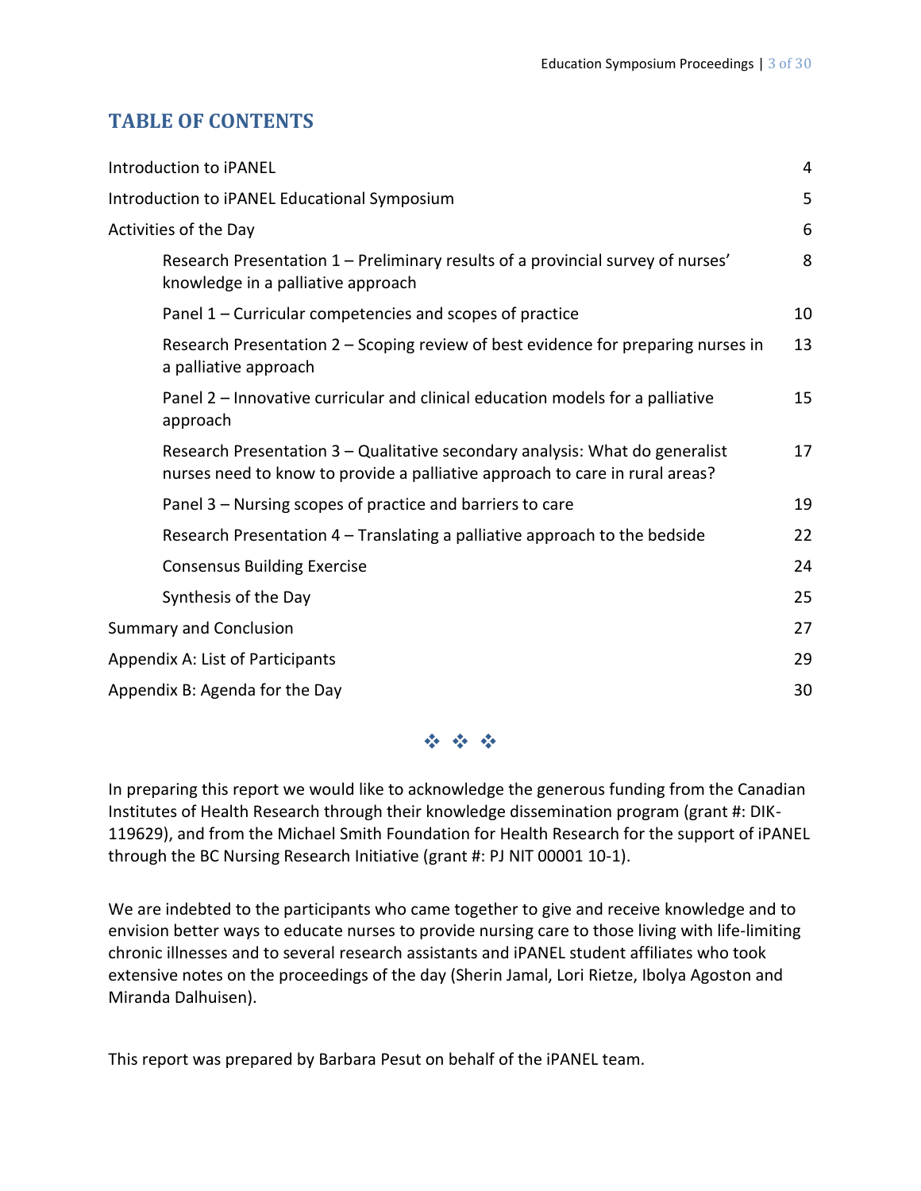## TABLE OF CONTENTS

| | |
|---|---|
| Introduction to iPANEL | 4 |
| Introduction to iPANEL Educational Symposium | 5 |
| Activities of the Day | 6 |
| Research Presentation 1 – Preliminary results of a provincial survey of nurses' knowledge in a palliative approach | 8 |
| Panel 1 – Curricular competencies and scopes of practice | 10 |
| Research Presentation 2 – Scoping review of best evidence for preparing nurses in a palliative approach | 13 |
| Panel 2 – Innovative curricular and clinical education models for a palliative approach | 15 |
| Research Presentation 3 – Qualitative secondary analysis: What do generalist nurses need to know to provide a palliative approach to care in rural areas? | 17 |
| Panel 3 – Nursing scopes of practice and barriers to care | 19 |
| Research Presentation 4 – Translating a palliative approach to the bedside | 22 |
| Consensus Building Exercise | 24 |
| Synthesis of the Day | 25 |
| Summary and Conclusion | 27 |
| Appendix A: List of Participants | 29 |
| Appendix B: Agenda for the Day | 30 |

❖ ❖ ❖

In preparing this report we would like to acknowledge the generous funding from the Canadian Institutes of Health Research through their knowledge dissemination program (grant #: DIK-119629), and from the Michael Smith Foundation for Health Research for the support of iPANEL through the BC Nursing Research Initiative (grant #: PJ NIT 00001 10-1).

We are indebted to the participants who came together to give and receive knowledge and to envision better ways to educate nurses to provide nursing care to those living with life-limiting chronic illnesses and to several research assistants and iPANEL student affiliates who took extensive notes on the proceedings of the day (Sherin Jamal, Lori Rietze, Ibolya Agoston and Miranda Dalhuisen).

This report was prepared by Barbara Pesut on behalf of the iPANEL team.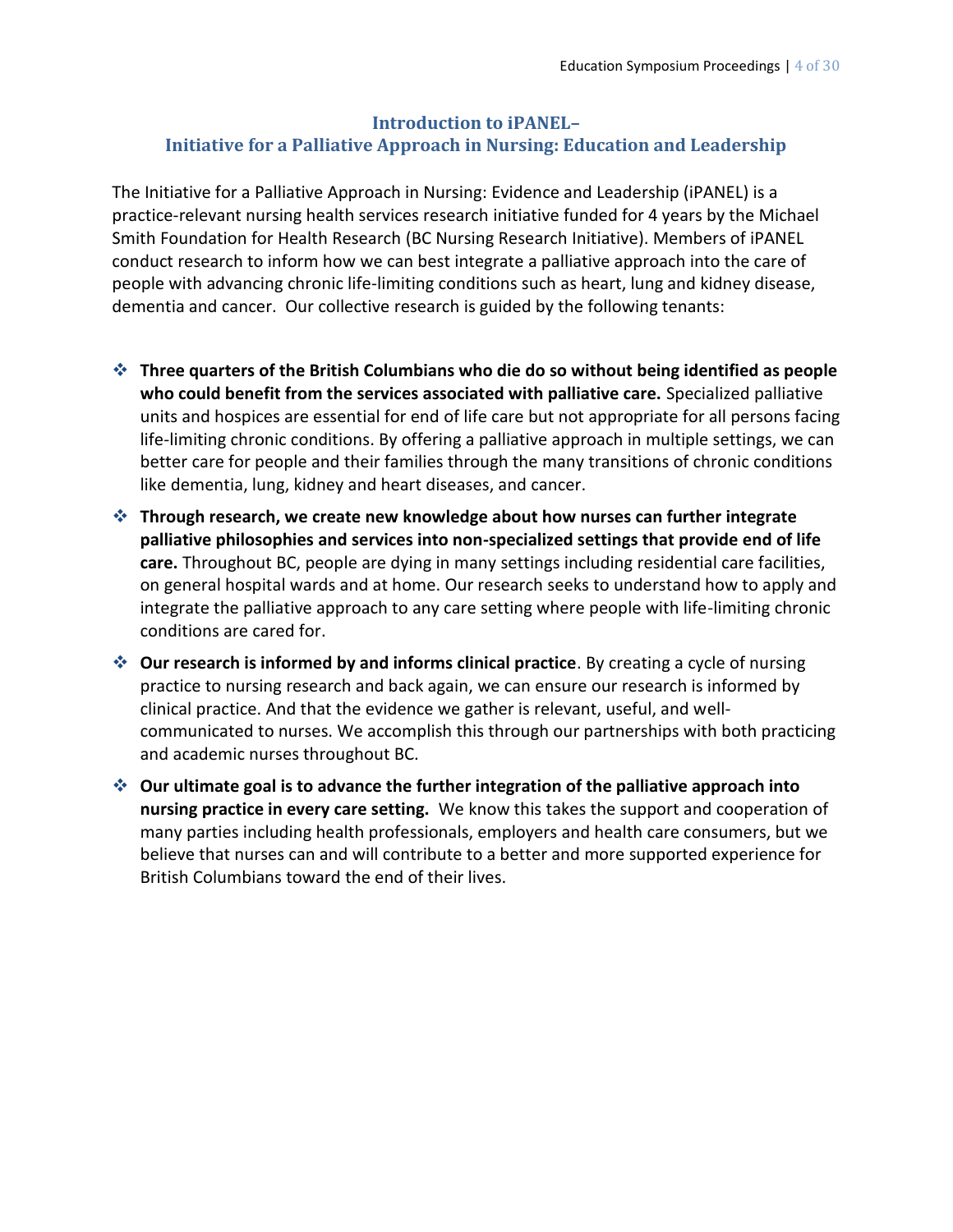## Introduction to iPANEL– Initiative for a Palliative Approach in Nursing: Education and Leadership

The Initiative for a Palliative Approach in Nursing: Evidence and Leadership (iPANEL) is a practice-relevant nursing health services research initiative funded for 4 years by the Michael Smith Foundation for Health Research (BC Nursing Research Initiative). Members of iPANEL conduct research to inform how we can best integrate a palliative approach into the care of people with advancing chronic life-limiting conditions such as heart, lung and kidney disease, dementia and cancer. Our collective research is guided by the following tenants:

- **Three quarters of the British Columbians who die do so without being identified as people who could benefit from the services associated with palliative care.** Specialized palliative units and hospices are essential for end of life care but not appropriate for all persons facing life-limiting chronic conditions. By offering a palliative approach in multiple settings, we can better care for people and their families through the many transitions of chronic conditions like dementia, lung, kidney and heart diseases, and cancer.
- **Through research, we create new knowledge about how nurses can further integrate palliative philosophies and services into non-specialized settings that provide end of life care.** Throughout BC, people are dying in many settings including residential care facilities, on general hospital wards and at home. Our research seeks to understand how to apply and integrate the palliative approach to any care setting where people with life-limiting chronic conditions are cared for.
- **Our research is informed by and informs clinical practice**. By creating a cycle of nursing practice to nursing research and back again, we can ensure our research is informed by clinical practice. And that the evidence we gather is relevant, useful, and well-communicated to nurses. We accomplish this through our partnerships with both practicing and academic nurses throughout BC.
- **Our ultimate goal is to advance the further integration of the palliative approach into nursing practice in every care setting.** We know this takes the support and cooperation of many parties including health professionals, employers and health care consumers, but we believe that nurses can and will contribute to a better and more supported experience for British Columbians toward the end of their lives.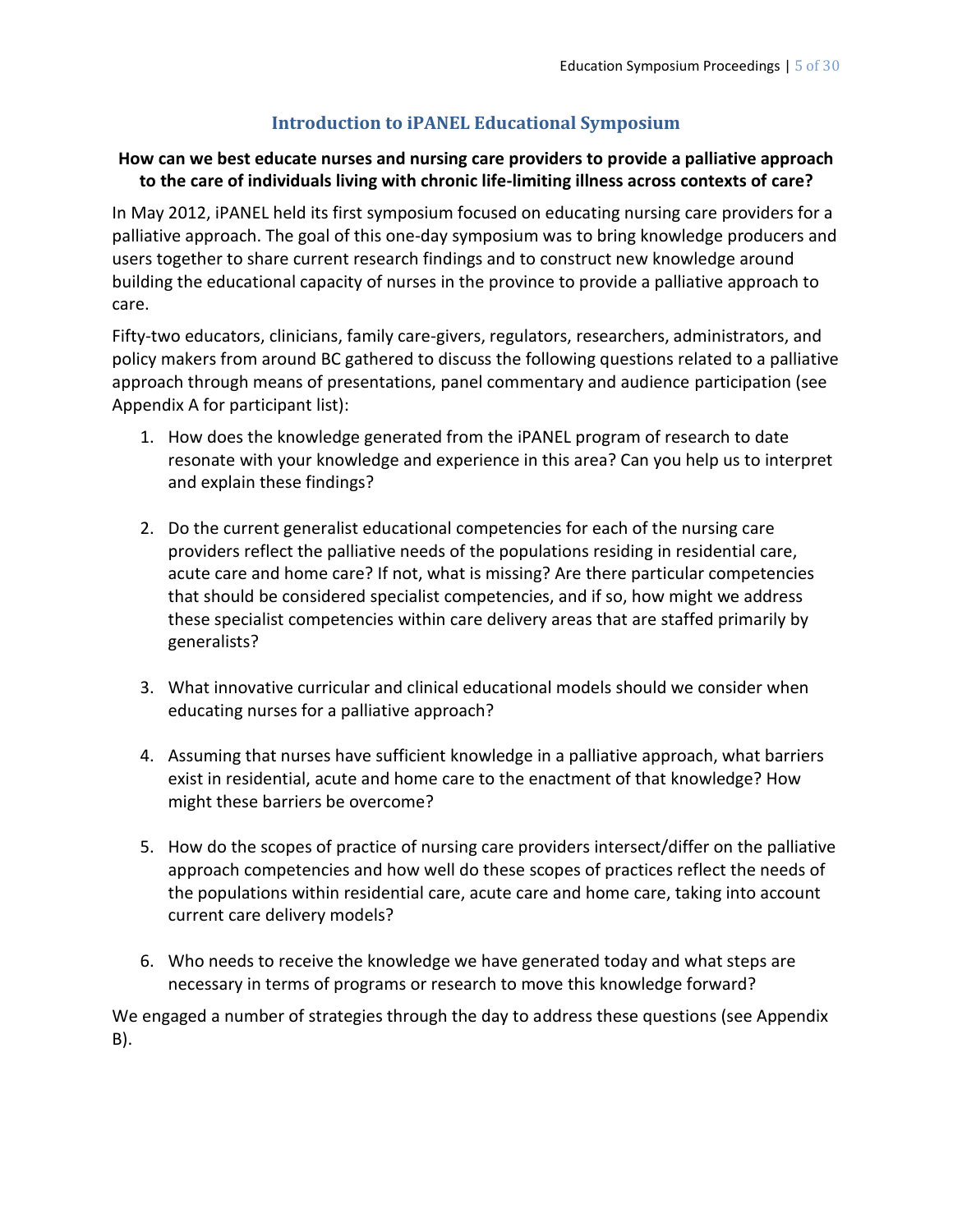## Introduction to iPANEL Educational Symposium

**How can we best educate nurses and nursing care providers to provide a palliative approach to the care of individuals living with chronic life-limiting illness across contexts of care?**

In May 2012, iPANEL held its first symposium focused on educating nursing care providers for a palliative approach. The goal of this one-day symposium was to bring knowledge producers and users together to share current research findings and to construct new knowledge around building the educational capacity of nurses in the province to provide a palliative approach to care.

Fifty-two educators, clinicians, family care-givers, regulators, researchers, administrators, and policy makers from around BC gathered to discuss the following questions related to a palliative approach through means of presentations, panel commentary and audience participation (see Appendix A for participant list):

1. How does the knowledge generated from the iPANEL program of research to date resonate with your knowledge and experience in this area? Can you help us to interpret and explain these findings?

2. Do the current generalist educational competencies for each of the nursing care providers reflect the palliative needs of the populations residing in residential care, acute care and home care? If not, what is missing? Are there particular competencies that should be considered specialist competencies, and if so, how might we address these specialist competencies within care delivery areas that are staffed primarily by generalists?

3. What innovative curricular and clinical educational models should we consider when educating nurses for a palliative approach?

4. Assuming that nurses have sufficient knowledge in a palliative approach, what barriers exist in residential, acute and home care to the enactment of that knowledge? How might these barriers be overcome?

5. How do the scopes of practice of nursing care providers intersect/differ on the palliative approach competencies and how well do these scopes of practices reflect the needs of the populations within residential care, acute care and home care, taking into account current care delivery models?

6. Who needs to receive the knowledge we have generated today and what steps are necessary in terms of programs or research to move this knowledge forward?

We engaged a number of strategies through the day to address these questions (see Appendix B).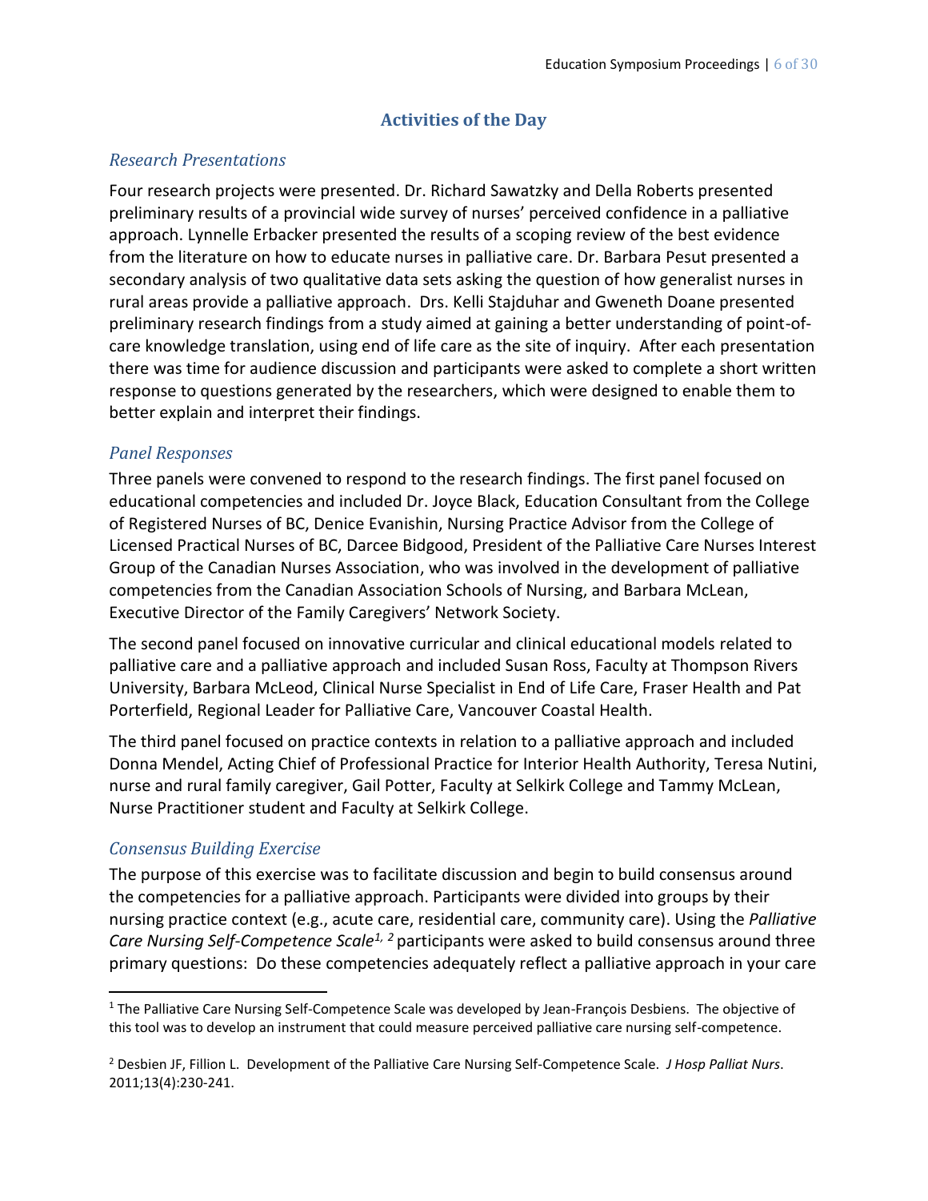## Activities of the Day

### *Research Presentations*

Four research projects were presented. Dr. Richard Sawatzky and Della Roberts presented preliminary results of a provincial wide survey of nurses' perceived confidence in a palliative approach. Lynnelle Erbacker presented the results of a scoping review of the best evidence from the literature on how to educate nurses in palliative care. Dr. Barbara Pesut presented a secondary analysis of two qualitative data sets asking the question of how generalist nurses in rural areas provide a palliative approach. Drs. Kelli Stajduhar and Gweneth Doane presented preliminary research findings from a study aimed at gaining a better understanding of point-of-care knowledge translation, using end of life care as the site of inquiry. After each presentation there was time for audience discussion and participants were asked to complete a short written response to questions generated by the researchers, which were designed to enable them to better explain and interpret their findings.

### *Panel Responses*

Three panels were convened to respond to the research findings. The first panel focused on educational competencies and included Dr. Joyce Black, Education Consultant from the College of Registered Nurses of BC, Denice Evanishin, Nursing Practice Advisor from the College of Licensed Practical Nurses of BC, Darcee Bidgood, President of the Palliative Care Nurses Interest Group of the Canadian Nurses Association, who was involved in the development of palliative competencies from the Canadian Association Schools of Nursing, and Barbara McLean, Executive Director of the Family Caregivers' Network Society.

The second panel focused on innovative curricular and clinical educational models related to palliative care and a palliative approach and included Susan Ross, Faculty at Thompson Rivers University, Barbara McLeod, Clinical Nurse Specialist in End of Life Care, Fraser Health and Pat Porterfield, Regional Leader for Palliative Care, Vancouver Coastal Health.

The third panel focused on practice contexts in relation to a palliative approach and included Donna Mendel, Acting Chief of Professional Practice for Interior Health Authority, Teresa Nutini, nurse and rural family caregiver, Gail Potter, Faculty at Selkirk College and Tammy McLean, Nurse Practitioner student and Faculty at Selkirk College.

### *Consensus Building Exercise*

The purpose of this exercise was to facilitate discussion and begin to build consensus around the competencies for a palliative approach. Participants were divided into groups by their nursing practice context (e.g., acute care, residential care, community care). Using the *Palliative Care Nursing Self-Competence Scale*[1, 2] participants were asked to build consensus around three primary questions: Do these competencies adequately reflect a palliative approach in your care

---

[1] The Palliative Care Nursing Self-Competence Scale was developed by Jean-François Desbiens. The objective of this tool was to develop an instrument that could measure perceived palliative care nursing self-competence.

[2] Desbien JF, Fillion L. Development of the Palliative Care Nursing Self-Competence Scale. *J Hosp Palliat Nurs*. 2011;13(4):230-241.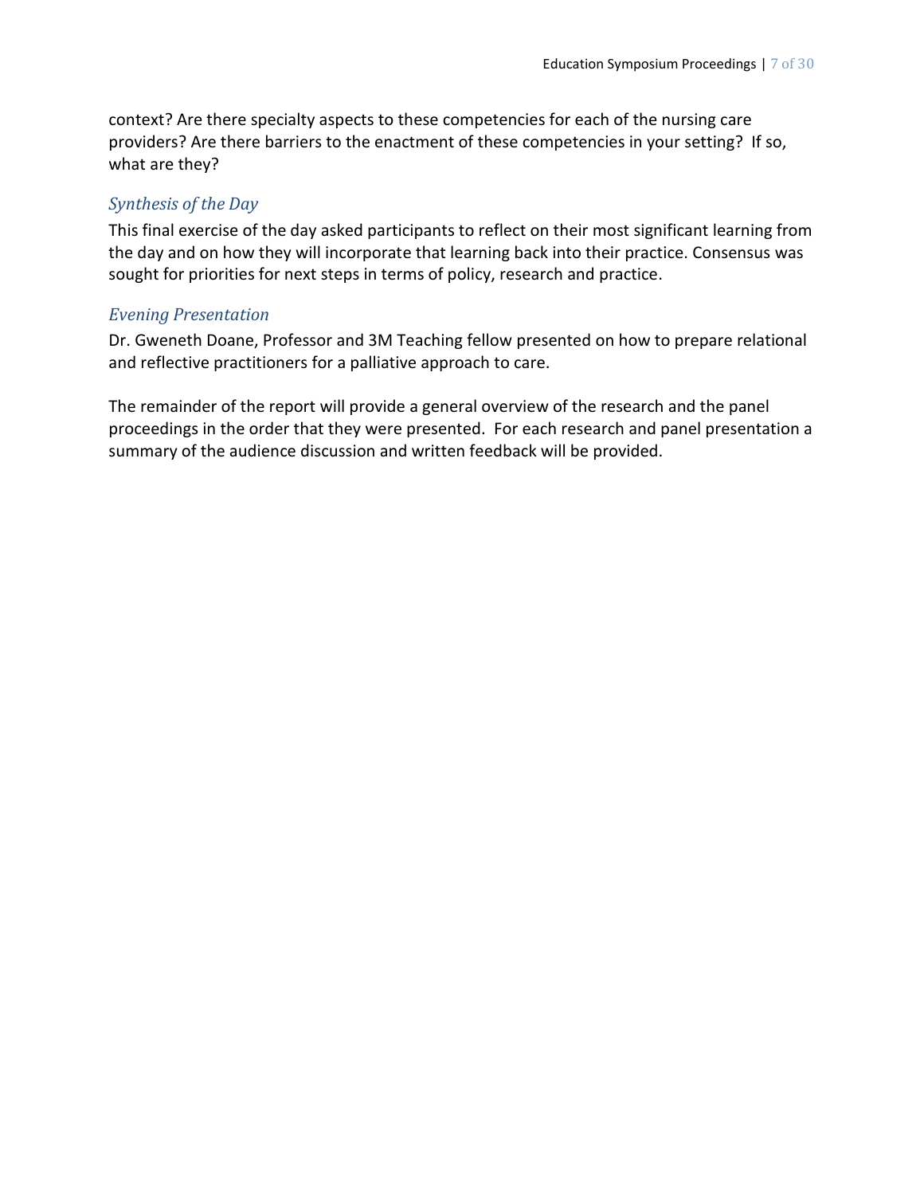context? Are there specialty aspects to these competencies for each of the nursing care providers? Are there barriers to the enactment of these competencies in your setting? If so, what are they?

### *Synthesis of the Day*

This final exercise of the day asked participants to reflect on their most significant learning from the day and on how they will incorporate that learning back into their practice. Consensus was sought for priorities for next steps in terms of policy, research and practice.

### *Evening Presentation*

Dr. Gweneth Doane, Professor and 3M Teaching fellow presented on how to prepare relational and reflective practitioners for a palliative approach to care.

The remainder of the report will provide a general overview of the research and the panel proceedings in the order that they were presented. For each research and panel presentation a summary of the audience discussion and written feedback will be provided.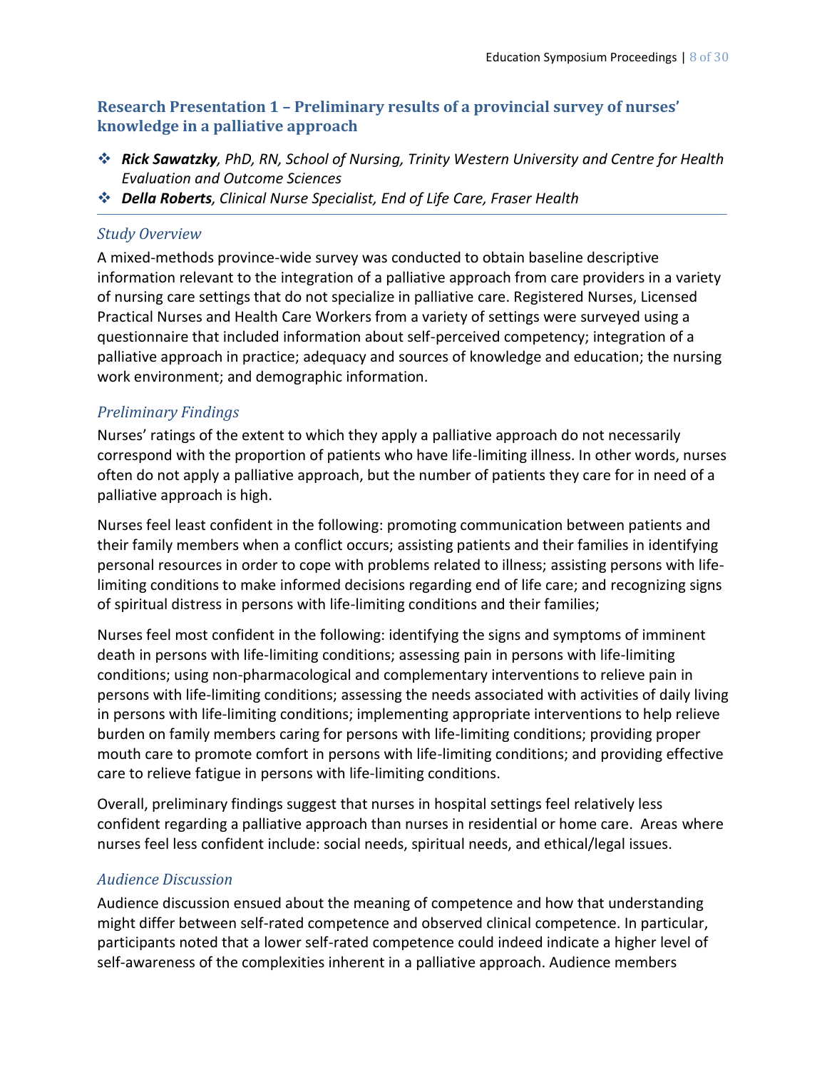## Research Presentation 1 – Preliminary results of a provincial survey of nurses' knowledge in a palliative approach

- ***Rick Sawatzky**, PhD, RN, School of Nursing, Trinity Western University and Centre for Health Evaluation and Outcome Sciences*
- ***Della Roberts**, Clinical Nurse Specialist, End of Life Care, Fraser Health*

### *Study Overview*

A mixed-methods province-wide survey was conducted to obtain baseline descriptive information relevant to the integration of a palliative approach from care providers in a variety of nursing care settings that do not specialize in palliative care. Registered Nurses, Licensed Practical Nurses and Health Care Workers from a variety of settings were surveyed using a questionnaire that included information about self-perceived competency; integration of a palliative approach in practice; adequacy and sources of knowledge and education; the nursing work environment; and demographic information.

### *Preliminary Findings*

Nurses' ratings of the extent to which they apply a palliative approach do not necessarily correspond with the proportion of patients who have life-limiting illness. In other words, nurses often do not apply a palliative approach, but the number of patients they care for in need of a palliative approach is high.

Nurses feel least confident in the following: promoting communication between patients and their family members when a conflict occurs; assisting patients and their families in identifying personal resources in order to cope with problems related to illness; assisting persons with life-limiting conditions to make informed decisions regarding end of life care; and recognizing signs of spiritual distress in persons with life-limiting conditions and their families;

Nurses feel most confident in the following: identifying the signs and symptoms of imminent death in persons with life-limiting conditions; assessing pain in persons with life-limiting conditions; using non-pharmacological and complementary interventions to relieve pain in persons with life-limiting conditions; assessing the needs associated with activities of daily living in persons with life-limiting conditions; implementing appropriate interventions to help relieve burden on family members caring for persons with life-limiting conditions; providing proper mouth care to promote comfort in persons with life-limiting conditions; and providing effective care to relieve fatigue in persons with life-limiting conditions.

Overall, preliminary findings suggest that nurses in hospital settings feel relatively less confident regarding a palliative approach than nurses in residential or home care. Areas where nurses feel less confident include: social needs, spiritual needs, and ethical/legal issues.

### *Audience Discussion*

Audience discussion ensued about the meaning of competence and how that understanding might differ between self-rated competence and observed clinical competence. In particular, participants noted that a lower self-rated competence could indeed indicate a higher level of self-awareness of the complexities inherent in a palliative approach. Audience members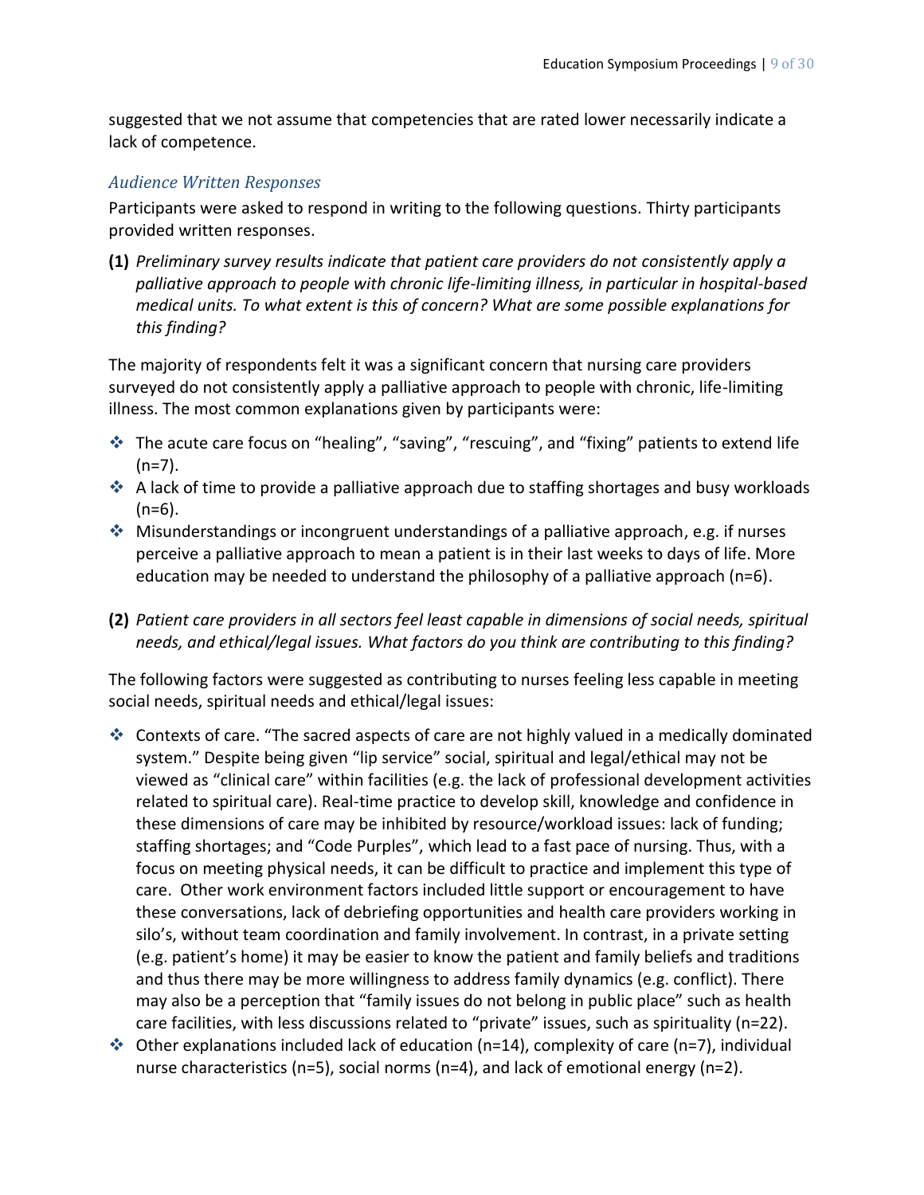suggested that we not assume that competencies that are rated lower necessarily indicate a lack of competence.

### *Audience Written Responses*

Participants were asked to respond in writing to the following questions. Thirty participants provided written responses.

**(1)** *Preliminary survey results indicate that patient care providers do not consistently apply a palliative approach to people with chronic life-limiting illness, in particular in hospital-based medical units. To what extent is this of concern? What are some possible explanations for this finding?*

The majority of respondents felt it was a significant concern that nursing care providers surveyed do not consistently apply a palliative approach to people with chronic, life-limiting illness. The most common explanations given by participants were:

- The acute care focus on "healing", "saving", "rescuing", and "fixing" patients to extend life (n=7).
- A lack of time to provide a palliative approach due to staffing shortages and busy workloads (n=6).
- Misunderstandings or incongruent understandings of a palliative approach, e.g. if nurses perceive a palliative approach to mean a patient is in their last weeks to days of life. More education may be needed to understand the philosophy of a palliative approach (n=6).

**(2)** *Patient care providers in all sectors feel least capable in dimensions of social needs, spiritual needs, and ethical/legal issues. What factors do you think are contributing to this finding?*

The following factors were suggested as contributing to nurses feeling less capable in meeting social needs, spiritual needs and ethical/legal issues:

- Contexts of care. "The sacred aspects of care are not highly valued in a medically dominated system." Despite being given "lip service" social, spiritual and legal/ethical may not be viewed as "clinical care" within facilities (e.g. the lack of professional development activities related to spiritual care). Real-time practice to develop skill, knowledge and confidence in these dimensions of care may be inhibited by resource/workload issues: lack of funding; staffing shortages; and "Code Purples", which lead to a fast pace of nursing. Thus, with a focus on meeting physical needs, it can be difficult to practice and implement this type of care. Other work environment factors included little support or encouragement to have these conversations, lack of debriefing opportunities and health care providers working in silo's, without team coordination and family involvement. In contrast, in a private setting (e.g. patient's home) it may be easier to know the patient and family beliefs and traditions and thus there may be more willingness to address family dynamics (e.g. conflict). There may also be a perception that "family issues do not belong in public place" such as health care facilities, with less discussions related to "private" issues, such as spirituality (n=22).
- Other explanations included lack of education (n=14), complexity of care (n=7), individual nurse characteristics (n=5), social norms (n=4), and lack of emotional energy (n=2).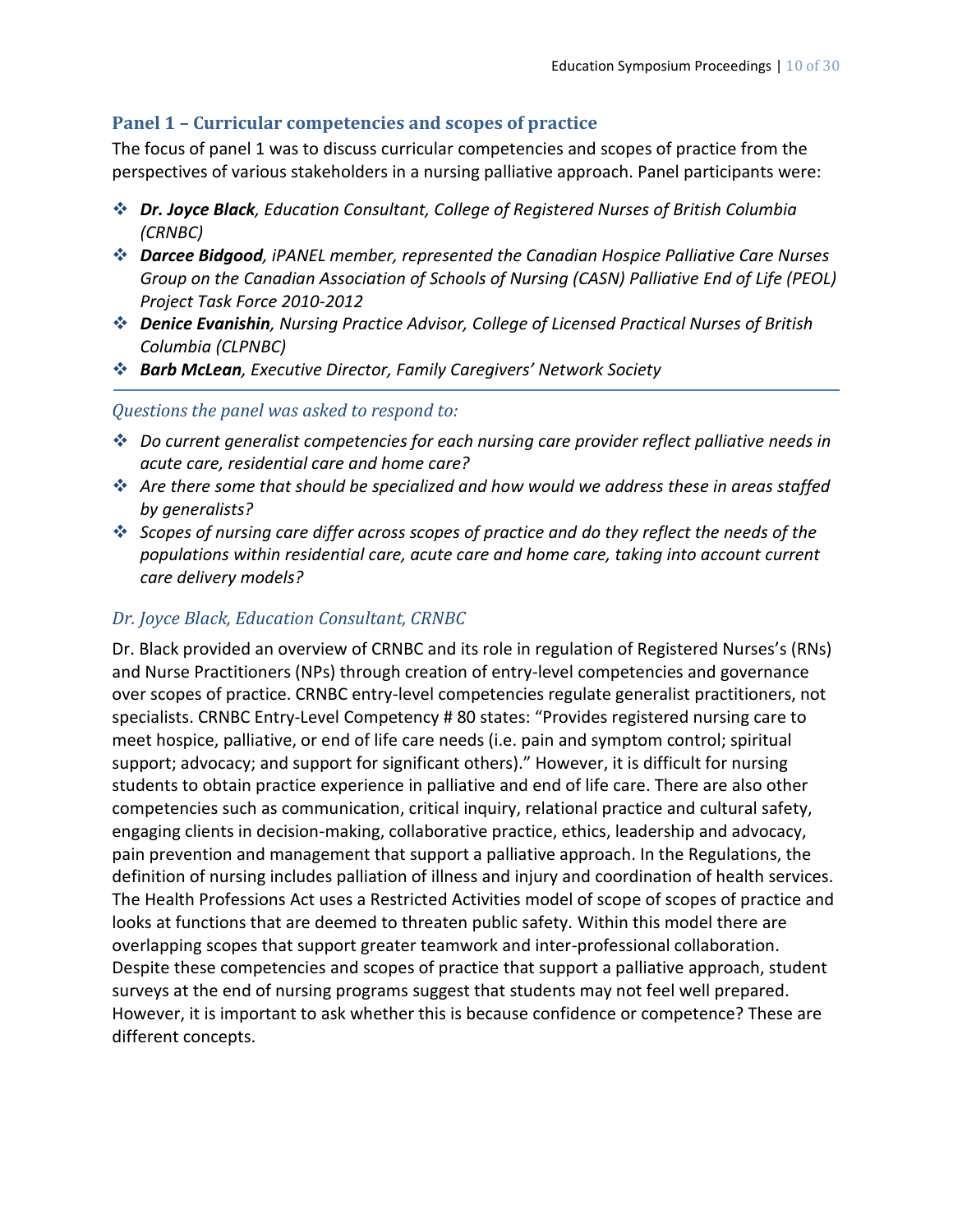## Panel 1 – Curricular competencies and scopes of practice

The focus of panel 1 was to discuss curricular competencies and scopes of practice from the perspectives of various stakeholders in a nursing palliative approach. Panel participants were:

- ***Dr. Joyce Black****, Education Consultant, College of Registered Nurses of British Columbia (CRNBC)*
- ***Darcee Bidgood****, iPANEL member, represented the Canadian Hospice Palliative Care Nurses Group on the Canadian Association of Schools of Nursing (CASN) Palliative End of Life (PEOL) Project Task Force 2010-2012*
- ***Denice Evanishin****, Nursing Practice Advisor, College of Licensed Practical Nurses of British Columbia (CLPNBC)*
- ***Barb McLean****, Executive Director, Family Caregivers' Network Society*

---

### *Questions the panel was asked to respond to:*

- *Do current generalist competencies for each nursing care provider reflect palliative needs in acute care, residential care and home care?*
- *Are there some that should be specialized and how would we address these in areas staffed by generalists?*
- *Scopes of nursing care differ across scopes of practice and do they reflect the needs of the populations within residential care, acute care and home care, taking into account current care delivery models?*

### *Dr. Joyce Black, Education Consultant, CRNBC*

Dr. Black provided an overview of CRNBC and its role in regulation of Registered Nurses's (RNs) and Nurse Practitioners (NPs) through creation of entry-level competencies and governance over scopes of practice. CRNBC entry-level competencies regulate generalist practitioners, not specialists. CRNBC Entry-Level Competency # 80 states: "Provides registered nursing care to meet hospice, palliative, or end of life care needs (i.e. pain and symptom control; spiritual support; advocacy; and support for significant others)." However, it is difficult for nursing students to obtain practice experience in palliative and end of life care. There are also other competencies such as communication, critical inquiry, relational practice and cultural safety, engaging clients in decision-making, collaborative practice, ethics, leadership and advocacy, pain prevention and management that support a palliative approach. In the Regulations, the definition of nursing includes palliation of illness and injury and coordination of health services. The Health Professions Act uses a Restricted Activities model of scope of scopes of practice and looks at functions that are deemed to threaten public safety. Within this model there are overlapping scopes that support greater teamwork and inter-professional collaboration. Despite these competencies and scopes of practice that support a palliative approach, student surveys at the end of nursing programs suggest that students may not feel well prepared. However, it is important to ask whether this is because confidence or competence? These are different concepts.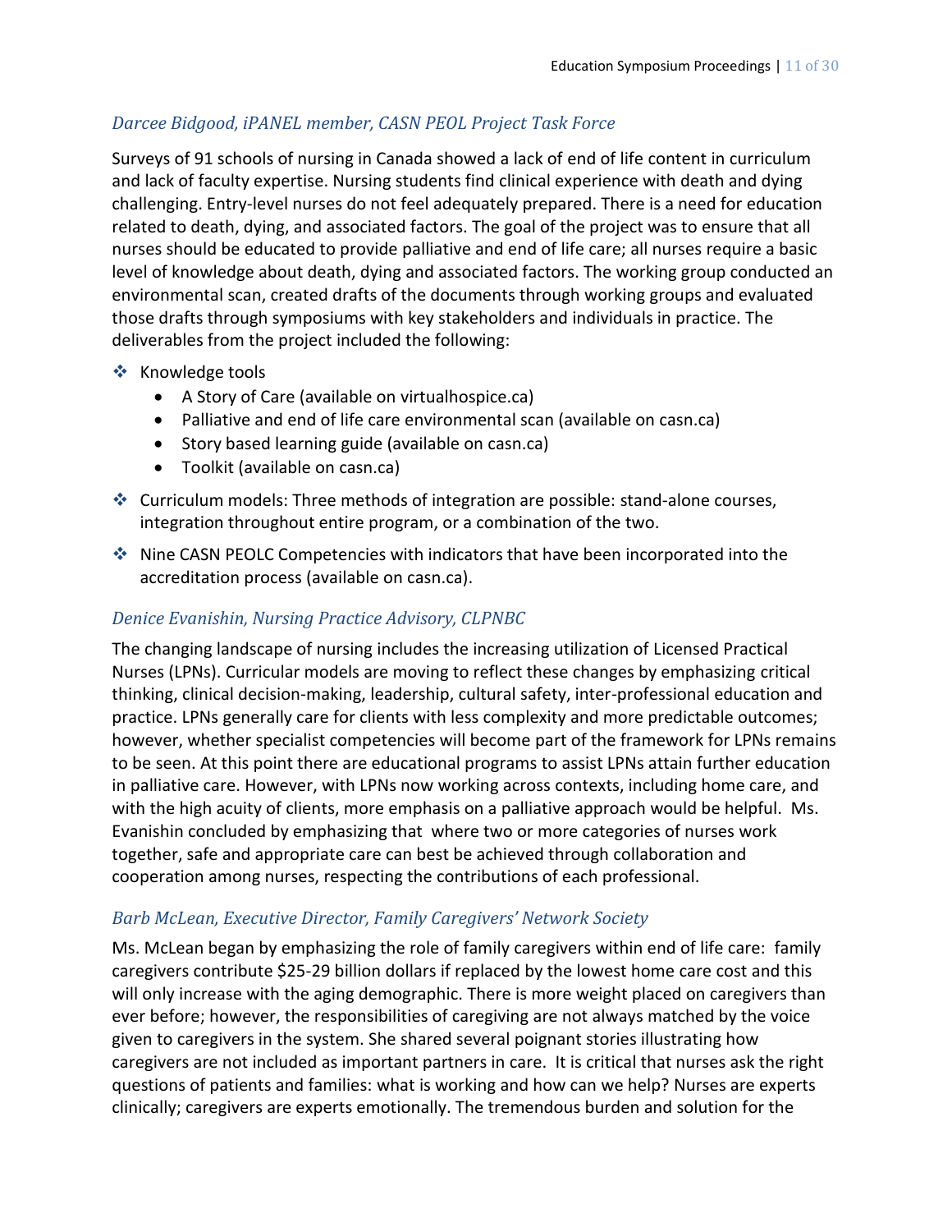### *Darcee Bidgood, iPANEL member, CASN PEOL Project Task Force*

Surveys of 91 schools of nursing in Canada showed a lack of end of life content in curriculum and lack of faculty expertise. Nursing students find clinical experience with death and dying challenging. Entry-level nurses do not feel adequately prepared. There is a need for education related to death, dying, and associated factors. The goal of the project was to ensure that all nurses should be educated to provide palliative and end of life care; all nurses require a basic level of knowledge about death, dying and associated factors. The working group conducted an environmental scan, created drafts of the documents through working groups and evaluated those drafts through symposiums with key stakeholders and individuals in practice. The deliverables from the project included the following:

- Knowledge tools
    - A Story of Care (available on virtualhospice.ca)
    - Palliative and end of life care environmental scan (available on casn.ca)
    - Story based learning guide (available on casn.ca)
    - Toolkit (available on casn.ca)
- Curriculum models: Three methods of integration are possible: stand-alone courses, integration throughout entire program, or a combination of the two.
- Nine CASN PEOLC Competencies with indicators that have been incorporated into the accreditation process (available on casn.ca).

### *Denice Evanishin, Nursing Practice Advisory, CLPNBC*

The changing landscape of nursing includes the increasing utilization of Licensed Practical Nurses (LPNs). Curricular models are moving to reflect these changes by emphasizing critical thinking, clinical decision-making, leadership, cultural safety, inter-professional education and practice. LPNs generally care for clients with less complexity and more predictable outcomes; however, whether specialist competencies will become part of the framework for LPNs remains to be seen. At this point there are educational programs to assist LPNs attain further education in palliative care. However, with LPNs now working across contexts, including home care, and with the high acuity of clients, more emphasis on a palliative approach would be helpful. Ms. Evanishin concluded by emphasizing that where two or more categories of nurses work together, safe and appropriate care can best be achieved through collaboration and cooperation among nurses, respecting the contributions of each professional.

### *Barb McLean, Executive Director, Family Caregivers' Network Society*

Ms. McLean began by emphasizing the role of family caregivers within end of life care: family caregivers contribute $25-29 billion dollars if replaced by the lowest home care cost and this will only increase with the aging demographic. There is more weight placed on caregivers than ever before; however, the responsibilities of caregiving are not always matched by the voice given to caregivers in the system. She shared several poignant stories illustrating how caregivers are not included as important partners in care. It is critical that nurses ask the right questions of patients and families: what is working and how can we help? Nurses are experts clinically; caregivers are experts emotionally. The tremendous burden and solution for the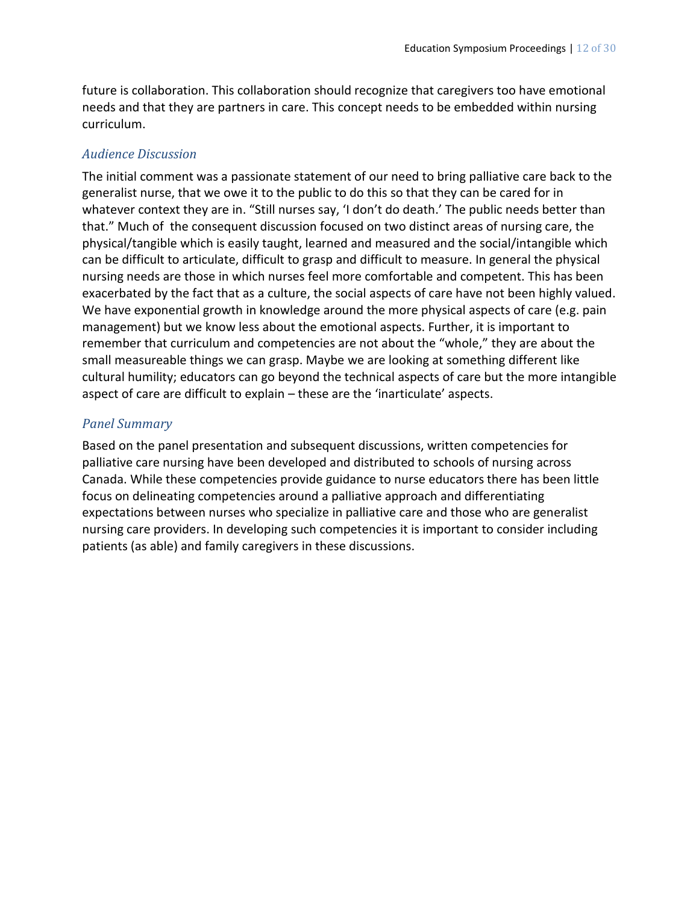future is collaboration. This collaboration should recognize that caregivers too have emotional needs and that they are partners in care. This concept needs to be embedded within nursing curriculum.

### *Audience Discussion*

The initial comment was a passionate statement of our need to bring palliative care back to the generalist nurse, that we owe it to the public to do this so that they can be cared for in whatever context they are in. "Still nurses say, 'I don't do death.' The public needs better than that." Much of the consequent discussion focused on two distinct areas of nursing care, the physical/tangible which is easily taught, learned and measured and the social/intangible which can be difficult to articulate, difficult to grasp and difficult to measure. In general the physical nursing needs are those in which nurses feel more comfortable and competent. This has been exacerbated by the fact that as a culture, the social aspects of care have not been highly valued. We have exponential growth in knowledge around the more physical aspects of care (e.g. pain management) but we know less about the emotional aspects. Further, it is important to remember that curriculum and competencies are not about the "whole," they are about the small measureable things we can grasp. Maybe we are looking at something different like cultural humility; educators can go beyond the technical aspects of care but the more intangible aspect of care are difficult to explain – these are the 'inarticulate' aspects.

### *Panel Summary*

Based on the panel presentation and subsequent discussions, written competencies for palliative care nursing have been developed and distributed to schools of nursing across Canada. While these competencies provide guidance to nurse educators there has been little focus on delineating competencies around a palliative approach and differentiating expectations between nurses who specialize in palliative care and those who are generalist nursing care providers. In developing such competencies it is important to consider including patients (as able) and family caregivers in these discussions.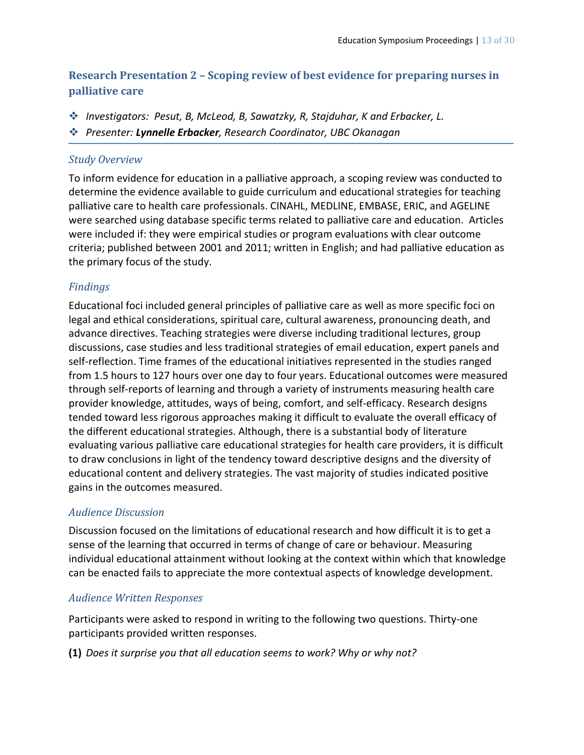## Research Presentation 2 – Scoping review of best evidence for preparing nurses in palliative care

- *Investigators: Pesut, B, McLeod, B, Sawatzky, R, Stajduhar, K and Erbacker, L.*
- *Presenter: **Lynnelle Erbacker**, Research Coordinator, UBC Okanagan*

### *Study Overview*

To inform evidence for education in a palliative approach, a scoping review was conducted to determine the evidence available to guide curriculum and educational strategies for teaching palliative care to health care professionals. CINAHL, MEDLINE, EMBASE, ERIC, and AGELINE were searched using database specific terms related to palliative care and education. Articles were included if: they were empirical studies or program evaluations with clear outcome criteria; published between 2001 and 2011; written in English; and had palliative education as the primary focus of the study.

### *Findings*

Educational foci included general principles of palliative care as well as more specific foci on legal and ethical considerations, spiritual care, cultural awareness, pronouncing death, and advance directives. Teaching strategies were diverse including traditional lectures, group discussions, case studies and less traditional strategies of email education, expert panels and self-reflection. Time frames of the educational initiatives represented in the studies ranged from 1.5 hours to 127 hours over one day to four years. Educational outcomes were measured through self-reports of learning and through a variety of instruments measuring health care provider knowledge, attitudes, ways of being, comfort, and self-efficacy. Research designs tended toward less rigorous approaches making it difficult to evaluate the overall efficacy of the different educational strategies. Although, there is a substantial body of literature evaluating various palliative care educational strategies for health care providers, it is difficult to draw conclusions in light of the tendency toward descriptive designs and the diversity of educational content and delivery strategies. The vast majority of studies indicated positive gains in the outcomes measured.

### *Audience Discussion*

Discussion focused on the limitations of educational research and how difficult it is to get a sense of the learning that occurred in terms of change of care or behaviour. Measuring individual educational attainment without looking at the context within which that knowledge can be enacted fails to appreciate the more contextual aspects of knowledge development.

### *Audience Written Responses*

Participants were asked to respond in writing to the following two questions. Thirty-one participants provided written responses.

**(1)** *Does it surprise you that all education seems to work? Why or why not?*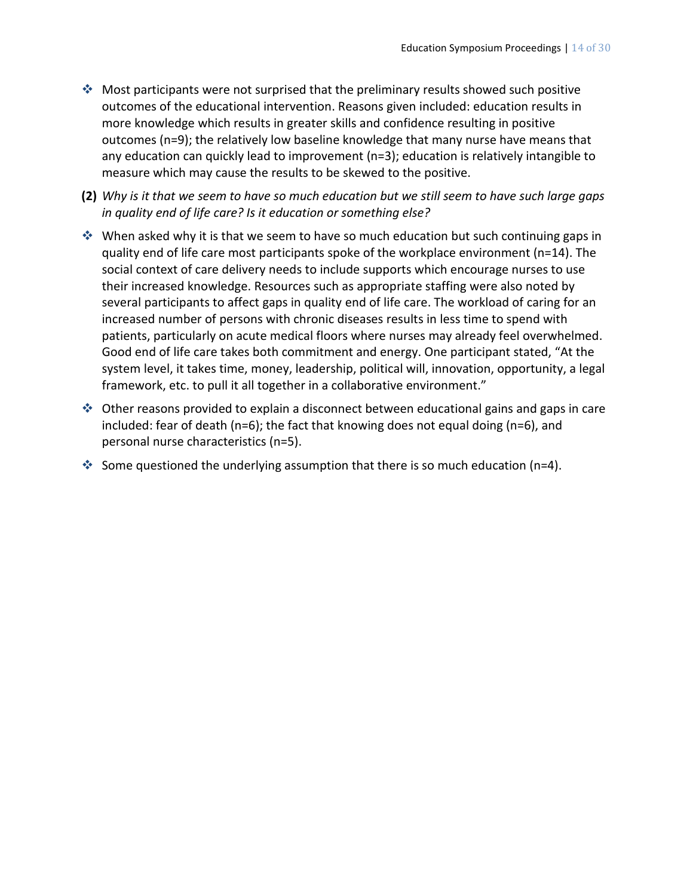- Most participants were not surprised that the preliminary results showed such positive outcomes of the educational intervention. Reasons given included: education results in more knowledge which results in greater skills and confidence resulting in positive outcomes (n=9); the relatively low baseline knowledge that many nurse have means that any education can quickly lead to improvement (n=3); education is relatively intangible to measure which may cause the results to be skewed to the positive.

**(2)** *Why is it that we seem to have so much education but we still seem to have such large gaps in quality end of life care? Is it education or something else?*

- When asked why it is that we seem to have so much education but such continuing gaps in quality end of life care most participants spoke of the workplace environment (n=14). The social context of care delivery needs to include supports which encourage nurses to use their increased knowledge. Resources such as appropriate staffing were also noted by several participants to affect gaps in quality end of life care. The workload of caring for an increased number of persons with chronic diseases results in less time to spend with patients, particularly on acute medical floors where nurses may already feel overwhelmed. Good end of life care takes both commitment and energy. One participant stated, "At the system level, it takes time, money, leadership, political will, innovation, opportunity, a legal framework, etc. to pull it all together in a collaborative environment."
- Other reasons provided to explain a disconnect between educational gains and gaps in care included: fear of death (n=6); the fact that knowing does not equal doing (n=6), and personal nurse characteristics (n=5).
- Some questioned the underlying assumption that there is so much education (n=4).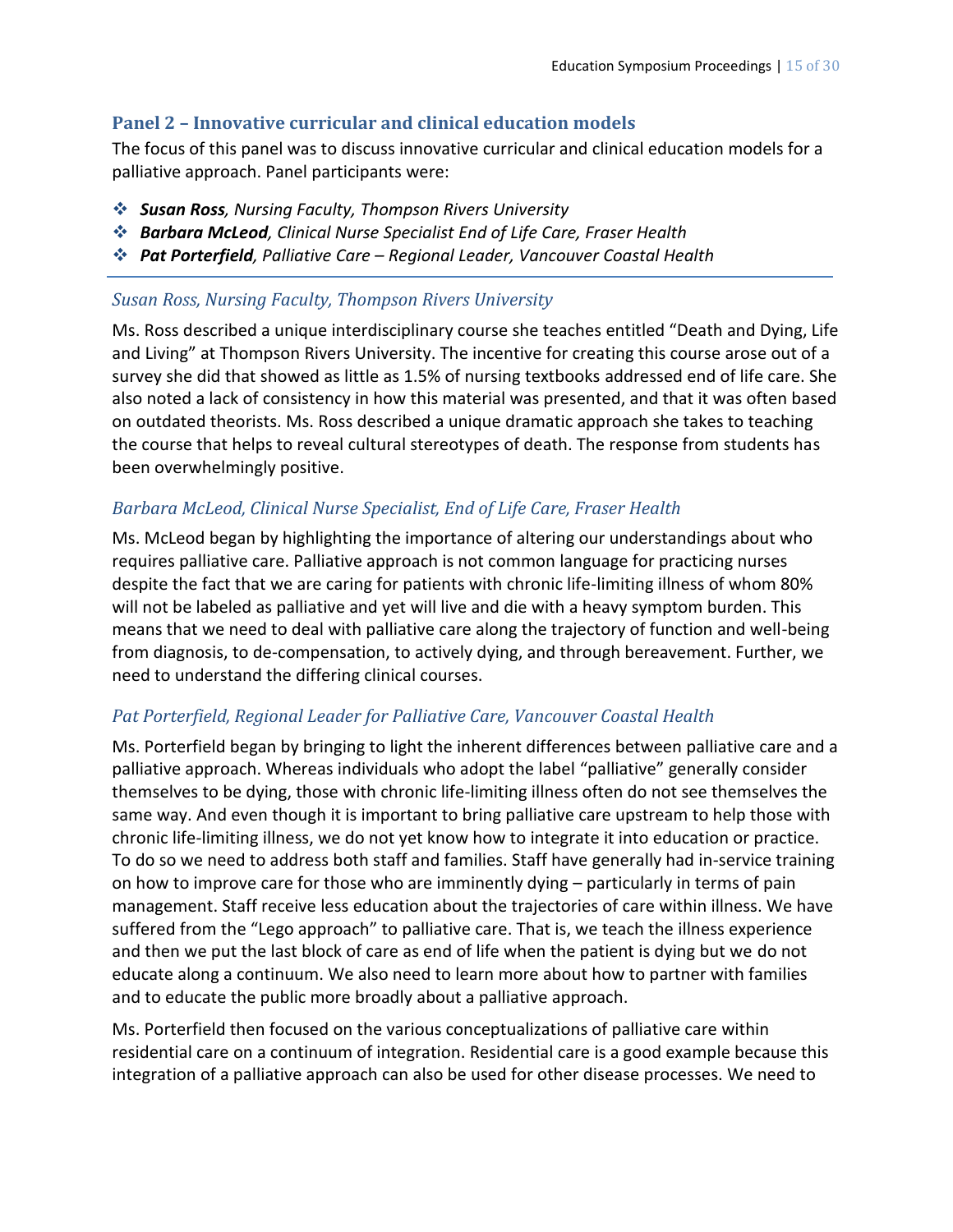## Panel 2 – Innovative curricular and clinical education models

The focus of this panel was to discuss innovative curricular and clinical education models for a palliative approach. Panel participants were:

- ***Susan Ross**, Nursing Faculty, Thompson Rivers University*
- ***Barbara McLeod**, Clinical Nurse Specialist End of Life Care, Fraser Health*
- ***Pat Porterfield**, Palliative Care – Regional Leader, Vancouver Coastal Health*

---

### *Susan Ross, Nursing Faculty, Thompson Rivers University*

Ms. Ross described a unique interdisciplinary course she teaches entitled "Death and Dying, Life and Living" at Thompson Rivers University. The incentive for creating this course arose out of a survey she did that showed as little as 1.5% of nursing textbooks addressed end of life care. She also noted a lack of consistency in how this material was presented, and that it was often based on outdated theorists. Ms. Ross described a unique dramatic approach she takes to teaching the course that helps to reveal cultural stereotypes of death. The response from students has been overwhelmingly positive.

### *Barbara McLeod, Clinical Nurse Specialist, End of Life Care, Fraser Health*

Ms. McLeod began by highlighting the importance of altering our understandings about who requires palliative care. Palliative approach is not common language for practicing nurses despite the fact that we are caring for patients with chronic life-limiting illness of whom 80% will not be labeled as palliative and yet will live and die with a heavy symptom burden. This means that we need to deal with palliative care along the trajectory of function and well-being from diagnosis, to de-compensation, to actively dying, and through bereavement. Further, we need to understand the differing clinical courses.

### *Pat Porterfield, Regional Leader for Palliative Care, Vancouver Coastal Health*

Ms. Porterfield began by bringing to light the inherent differences between palliative care and a palliative approach. Whereas individuals who adopt the label "palliative" generally consider themselves to be dying, those with chronic life-limiting illness often do not see themselves the same way. And even though it is important to bring palliative care upstream to help those with chronic life-limiting illness, we do not yet know how to integrate it into education or practice. To do so we need to address both staff and families. Staff have generally had in-service training on how to improve care for those who are imminently dying – particularly in terms of pain management. Staff receive less education about the trajectories of care within illness. We have suffered from the "Lego approach" to palliative care. That is, we teach the illness experience and then we put the last block of care as end of life when the patient is dying but we do not educate along a continuum. We also need to learn more about how to partner with families and to educate the public more broadly about a palliative approach.

Ms. Porterfield then focused on the various conceptualizations of palliative care within residential care on a continuum of integration. Residential care is a good example because this integration of a palliative approach can also be used for other disease processes. We need to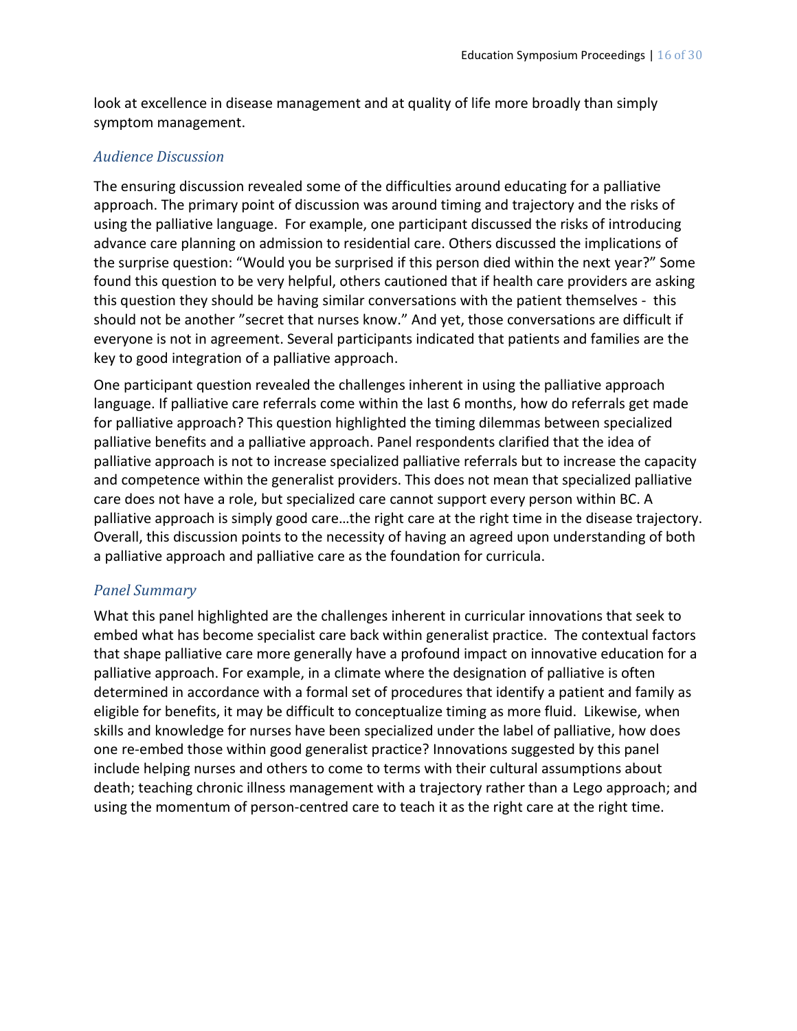look at excellence in disease management and at quality of life more broadly than simply symptom management.

### *Audience Discussion*

The ensuring discussion revealed some of the difficulties around educating for a palliative approach. The primary point of discussion was around timing and trajectory and the risks of using the palliative language. For example, one participant discussed the risks of introducing advance care planning on admission to residential care. Others discussed the implications of the surprise question: "Would you be surprised if this person died within the next year?" Some found this question to be very helpful, others cautioned that if health care providers are asking this question they should be having similar conversations with the patient themselves - this should not be another "secret that nurses know." And yet, those conversations are difficult if everyone is not in agreement. Several participants indicated that patients and families are the key to good integration of a palliative approach.

One participant question revealed the challenges inherent in using the palliative approach language. If palliative care referrals come within the last 6 months, how do referrals get made for palliative approach? This question highlighted the timing dilemmas between specialized palliative benefits and a palliative approach. Panel respondents clarified that the idea of palliative approach is not to increase specialized palliative referrals but to increase the capacity and competence within the generalist providers. This does not mean that specialized palliative care does not have a role, but specialized care cannot support every person within BC. A palliative approach is simply good care…the right care at the right time in the disease trajectory. Overall, this discussion points to the necessity of having an agreed upon understanding of both a palliative approach and palliative care as the foundation for curricula.

### *Panel Summary*

What this panel highlighted are the challenges inherent in curricular innovations that seek to embed what has become specialist care back within generalist practice. The contextual factors that shape palliative care more generally have a profound impact on innovative education for a palliative approach. For example, in a climate where the designation of palliative is often determined in accordance with a formal set of procedures that identify a patient and family as eligible for benefits, it may be difficult to conceptualize timing as more fluid. Likewise, when skills and knowledge for nurses have been specialized under the label of palliative, how does one re-embed those within good generalist practice? Innovations suggested by this panel include helping nurses and others to come to terms with their cultural assumptions about death; teaching chronic illness management with a trajectory rather than a Lego approach; and using the momentum of person-centred care to teach it as the right care at the right time.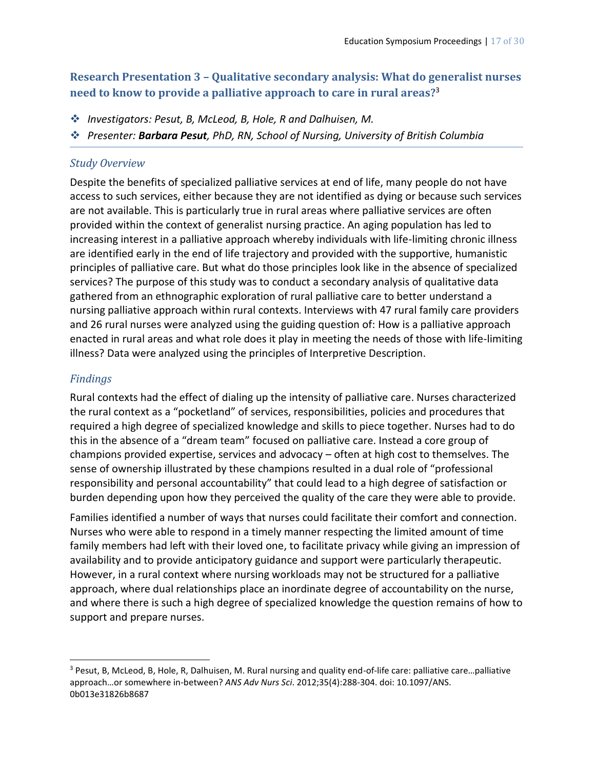## Research Presentation 3 – Qualitative secondary analysis: What do generalist nurses need to know to provide a palliative approach to care in rural areas?[3]

- *Investigators: Pesut, B, McLeod, B, Hole, R and Dalhuisen, M.*
- *Presenter: **Barbara Pesut**, PhD, RN, School of Nursing, University of British Columbia*

### *Study Overview*

Despite the benefits of specialized palliative services at end of life, many people do not have access to such services, either because they are not identified as dying or because such services are not available. This is particularly true in rural areas where palliative services are often provided within the context of generalist nursing practice. An aging population has led to increasing interest in a palliative approach whereby individuals with life-limiting chronic illness are identified early in the end of life trajectory and provided with the supportive, humanistic principles of palliative care. But what do those principles look like in the absence of specialized services? The purpose of this study was to conduct a secondary analysis of qualitative data gathered from an ethnographic exploration of rural palliative care to better understand a nursing palliative approach within rural contexts. Interviews with 47 rural family care providers and 26 rural nurses were analyzed using the guiding question of: How is a palliative approach enacted in rural areas and what role does it play in meeting the needs of those with life-limiting illness? Data were analyzed using the principles of Interpretive Description.

### *Findings*

Rural contexts had the effect of dialing up the intensity of palliative care. Nurses characterized the rural context as a "pocketland" of services, responsibilities, policies and procedures that required a high degree of specialized knowledge and skills to piece together. Nurses had to do this in the absence of a "dream team" focused on palliative care. Instead a core group of champions provided expertise, services and advocacy – often at high cost to themselves. The sense of ownership illustrated by these champions resulted in a dual role of "professional responsibility and personal accountability" that could lead to a high degree of satisfaction or burden depending upon how they perceived the quality of the care they were able to provide.

Families identified a number of ways that nurses could facilitate their comfort and connection. Nurses who were able to respond in a timely manner respecting the limited amount of time family members had left with their loved one, to facilitate privacy while giving an impression of availability and to provide anticipatory guidance and support were particularly therapeutic. However, in a rural context where nursing workloads may not be structured for a palliative approach, where dual relationships place an inordinate degree of accountability on the nurse, and where there is such a high degree of specialized knowledge the question remains of how to support and prepare nurses.

---

[3] Pesut, B, McLeod, B, Hole, R, Dalhuisen, M. Rural nursing and quality end-of-life care: palliative care…palliative approach…or somewhere in-between? *ANS Adv Nurs Sci*. 2012;35(4):288-304. doi: 10.1097/ANS.0b013e31826b8687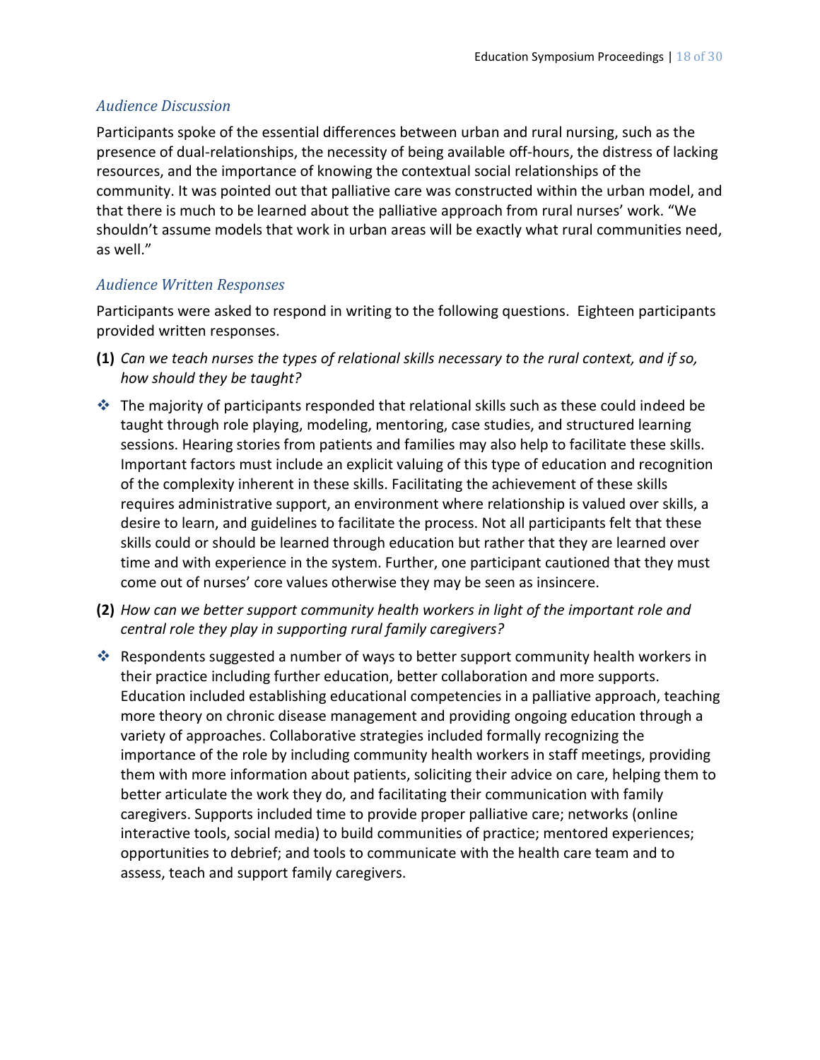### *Audience Discussion*

Participants spoke of the essential differences between urban and rural nursing, such as the presence of dual-relationships, the necessity of being available off-hours, the distress of lacking resources, and the importance of knowing the contextual social relationships of the community. It was pointed out that palliative care was constructed within the urban model, and that there is much to be learned about the palliative approach from rural nurses' work. "We shouldn't assume models that work in urban areas will be exactly what rural communities need, as well."

### *Audience Written Responses*

Participants were asked to respond in writing to the following questions. Eighteen participants provided written responses.

**(1)** *Can we teach nurses the types of relational skills necessary to the rural context, and if so, how should they be taught?*

- The majority of participants responded that relational skills such as these could indeed be taught through role playing, modeling, mentoring, case studies, and structured learning sessions. Hearing stories from patients and families may also help to facilitate these skills. Important factors must include an explicit valuing of this type of education and recognition of the complexity inherent in these skills. Facilitating the achievement of these skills requires administrative support, an environment where relationship is valued over skills, a desire to learn, and guidelines to facilitate the process. Not all participants felt that these skills could or should be learned through education but rather that they are learned over time and with experience in the system. Further, one participant cautioned that they must come out of nurses' core values otherwise they may be seen as insincere.

**(2)** *How can we better support community health workers in light of the important role and central role they play in supporting rural family caregivers?*

- Respondents suggested a number of ways to better support community health workers in their practice including further education, better collaboration and more supports. Education included establishing educational competencies in a palliative approach, teaching more theory on chronic disease management and providing ongoing education through a variety of approaches. Collaborative strategies included formally recognizing the importance of the role by including community health workers in staff meetings, providing them with more information about patients, soliciting their advice on care, helping them to better articulate the work they do, and facilitating their communication with family caregivers. Supports included time to provide proper palliative care; networks (online interactive tools, social media) to build communities of practice; mentored experiences; opportunities to debrief; and tools to communicate with the health care team and to assess, teach and support family caregivers.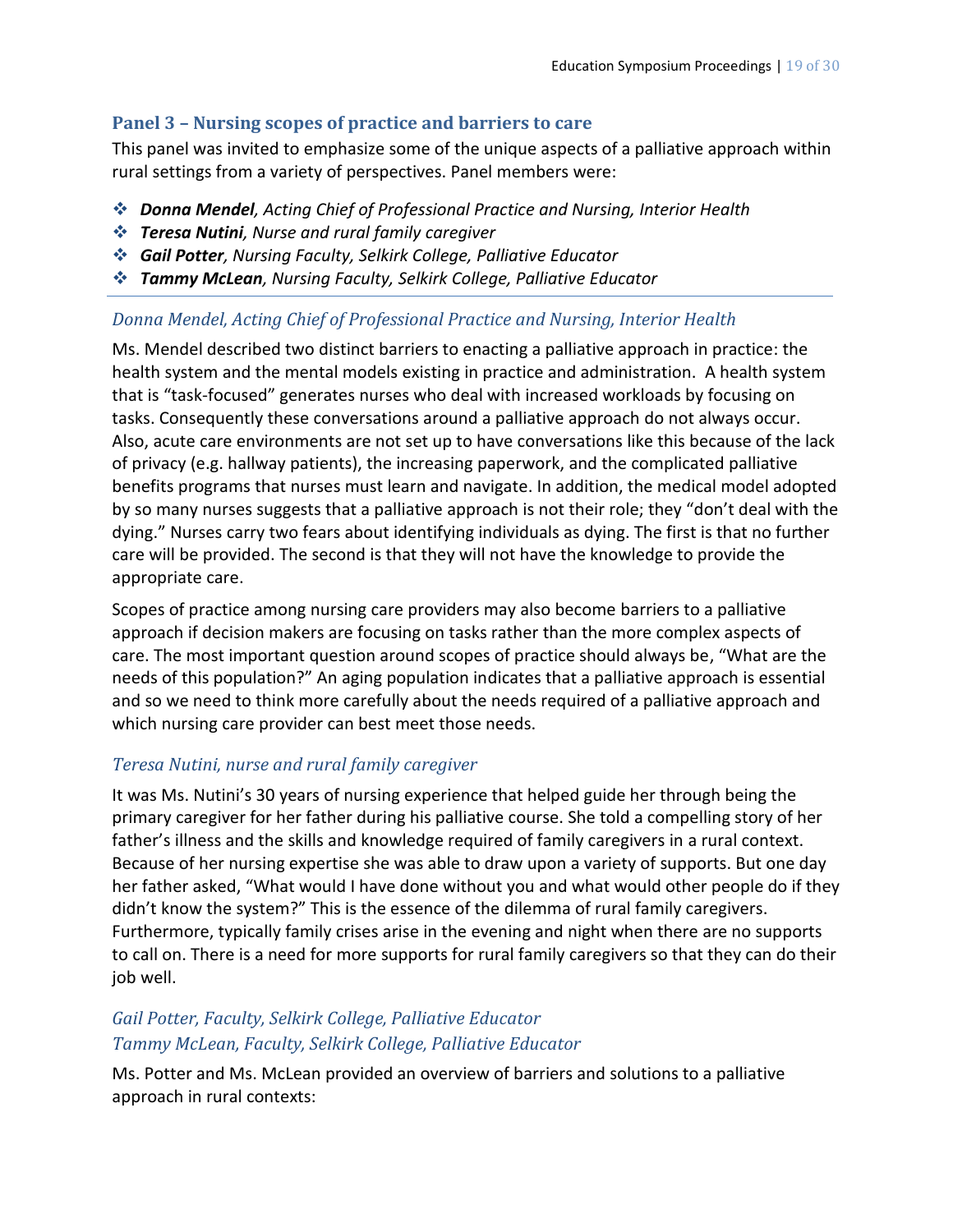## Panel 3 – Nursing scopes of practice and barriers to care

This panel was invited to emphasize some of the unique aspects of a palliative approach within rural settings from a variety of perspectives. Panel members were:

- ***Donna Mendel**, Acting Chief of Professional Practice and Nursing, Interior Health*
- ***Teresa Nutini**, Nurse and rural family caregiver*
- ***Gail Potter**, Nursing Faculty, Selkirk College, Palliative Educator*
- ***Tammy McLean**, Nursing Faculty, Selkirk College, Palliative Educator*

### *Donna Mendel, Acting Chief of Professional Practice and Nursing, Interior Health*

Ms. Mendel described two distinct barriers to enacting a palliative approach in practice: the health system and the mental models existing in practice and administration. A health system that is "task-focused" generates nurses who deal with increased workloads by focusing on tasks. Consequently these conversations around a palliative approach do not always occur. Also, acute care environments are not set up to have conversations like this because of the lack of privacy (e.g. hallway patients), the increasing paperwork, and the complicated palliative benefits programs that nurses must learn and navigate. In addition, the medical model adopted by so many nurses suggests that a palliative approach is not their role; they "don't deal with the dying." Nurses carry two fears about identifying individuals as dying. The first is that no further care will be provided. The second is that they will not have the knowledge to provide the appropriate care.

Scopes of practice among nursing care providers may also become barriers to a palliative approach if decision makers are focusing on tasks rather than the more complex aspects of care. The most important question around scopes of practice should always be, "What are the needs of this population?" An aging population indicates that a palliative approach is essential and so we need to think more carefully about the needs required of a palliative approach and which nursing care provider can best meet those needs.

### *Teresa Nutini, nurse and rural family caregiver*

It was Ms. Nutini's 30 years of nursing experience that helped guide her through being the primary caregiver for her father during his palliative course. She told a compelling story of her father's illness and the skills and knowledge required of family caregivers in a rural context. Because of her nursing expertise she was able to draw upon a variety of supports. But one day her father asked, "What would I have done without you and what would other people do if they didn't know the system?" This is the essence of the dilemma of rural family caregivers. Furthermore, typically family crises arise in the evening and night when there are no supports to call on. There is a need for more supports for rural family caregivers so that they can do their job well.

### *Gail Potter, Faculty, Selkirk College, Palliative Educator*
### *Tammy McLean, Faculty, Selkirk College, Palliative Educator*

Ms. Potter and Ms. McLean provided an overview of barriers and solutions to a palliative approach in rural contexts: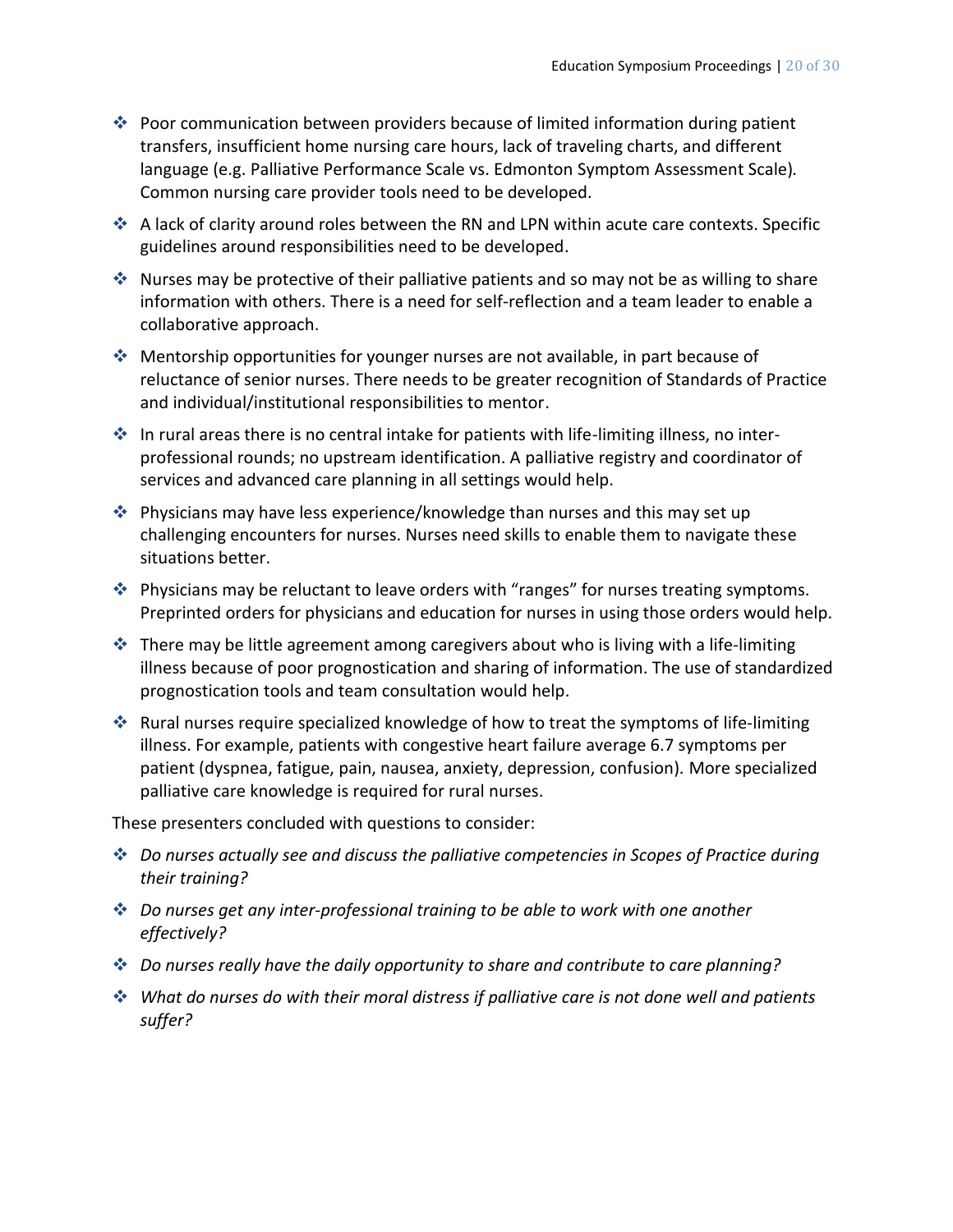- Poor communication between providers because of limited information during patient transfers, insufficient home nursing care hours, lack of traveling charts, and different language (e.g. Palliative Performance Scale vs. Edmonton Symptom Assessment Scale). Common nursing care provider tools need to be developed.
- A lack of clarity around roles between the RN and LPN within acute care contexts. Specific guidelines around responsibilities need to be developed.
- Nurses may be protective of their palliative patients and so may not be as willing to share information with others. There is a need for self-reflection and a team leader to enable a collaborative approach.
- Mentorship opportunities for younger nurses are not available, in part because of reluctance of senior nurses. There needs to be greater recognition of Standards of Practice and individual/institutional responsibilities to mentor.
- In rural areas there is no central intake for patients with life-limiting illness, no inter-professional rounds; no upstream identification. A palliative registry and coordinator of services and advanced care planning in all settings would help.
- Physicians may have less experience/knowledge than nurses and this may set up challenging encounters for nurses. Nurses need skills to enable them to navigate these situations better.
- Physicians may be reluctant to leave orders with "ranges" for nurses treating symptoms. Preprinted orders for physicians and education for nurses in using those orders would help.
- There may be little agreement among caregivers about who is living with a life-limiting illness because of poor prognostication and sharing of information. The use of standardized prognostication tools and team consultation would help.
- Rural nurses require specialized knowledge of how to treat the symptoms of life-limiting illness. For example, patients with congestive heart failure average 6.7 symptoms per patient (dyspnea, fatigue, pain, nausea, anxiety, depression, confusion). More specialized palliative care knowledge is required for rural nurses.

These presenters concluded with questions to consider:

- *Do nurses actually see and discuss the palliative competencies in Scopes of Practice during their training?*
- *Do nurses get any inter-professional training to be able to work with one another effectively?*
- *Do nurses really have the daily opportunity to share and contribute to care planning?*
- *What do nurses do with their moral distress if palliative care is not done well and patients suffer?*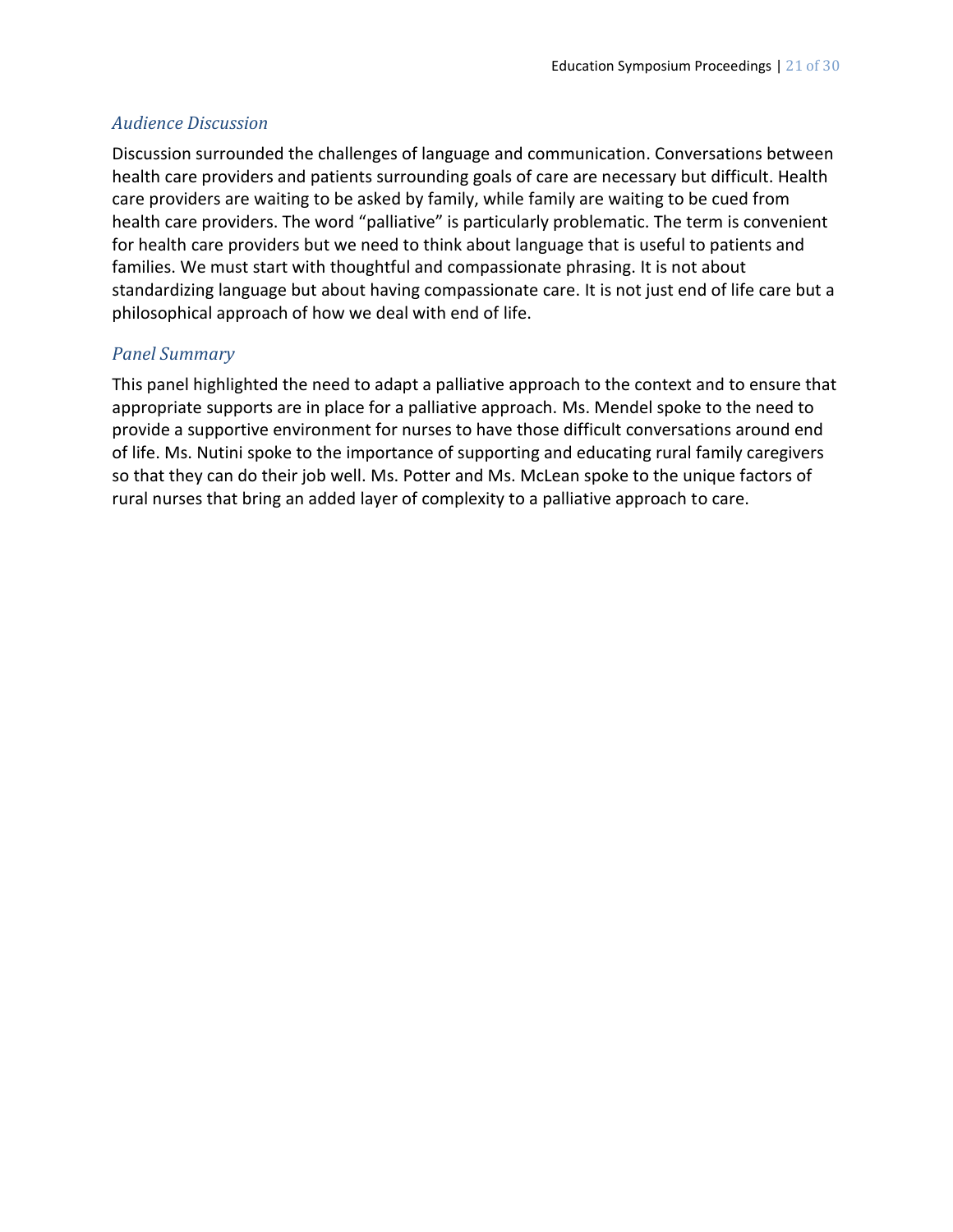### *Audience Discussion*

Discussion surrounded the challenges of language and communication. Conversations between health care providers and patients surrounding goals of care are necessary but difficult. Health care providers are waiting to be asked by family, while family are waiting to be cued from health care providers. The word "palliative" is particularly problematic. The term is convenient for health care providers but we need to think about language that is useful to patients and families. We must start with thoughtful and compassionate phrasing. It is not about standardizing language but about having compassionate care. It is not just end of life care but a philosophical approach of how we deal with end of life.

### *Panel Summary*

This panel highlighted the need to adapt a palliative approach to the context and to ensure that appropriate supports are in place for a palliative approach. Ms. Mendel spoke to the need to provide a supportive environment for nurses to have those difficult conversations around end of life. Ms. Nutini spoke to the importance of supporting and educating rural family caregivers so that they can do their job well. Ms. Potter and Ms. McLean spoke to the unique factors of rural nurses that bring an added layer of complexity to a palliative approach to care.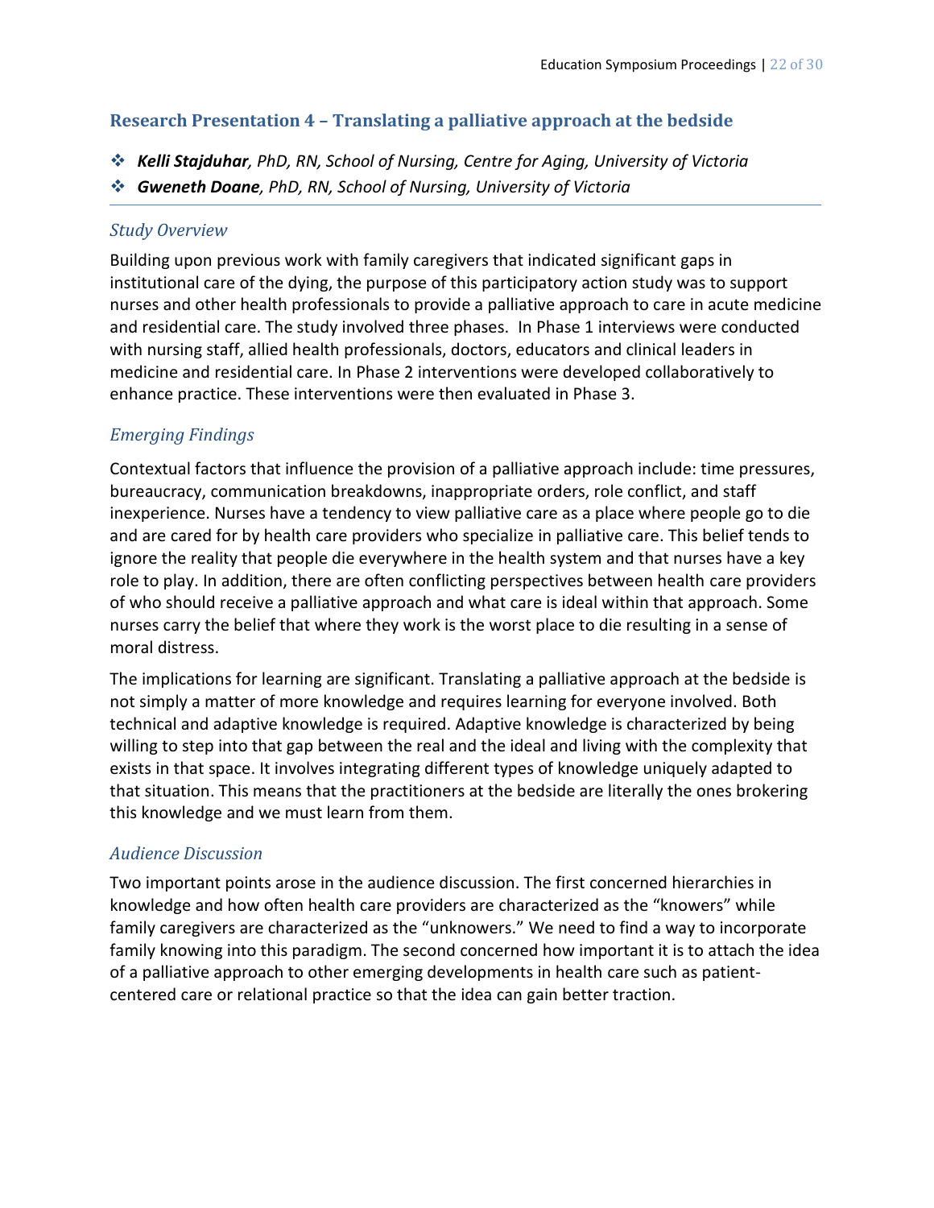## Research Presentation 4 – Translating a palliative approach at the bedside

- ***Kelli Stajduhar****, PhD, RN, School of Nursing, Centre for Aging, University of Victoria*
- ***Gweneth Doane****, PhD, RN, School of Nursing, University of Victoria*

### *Study Overview*

Building upon previous work with family caregivers that indicated significant gaps in institutional care of the dying, the purpose of this participatory action study was to support nurses and other health professionals to provide a palliative approach to care in acute medicine and residential care. The study involved three phases. In Phase 1 interviews were conducted with nursing staff, allied health professionals, doctors, educators and clinical leaders in medicine and residential care. In Phase 2 interventions were developed collaboratively to enhance practice. These interventions were then evaluated in Phase 3.

### *Emerging Findings*

Contextual factors that influence the provision of a palliative approach include: time pressures, bureaucracy, communication breakdowns, inappropriate orders, role conflict, and staff inexperience. Nurses have a tendency to view palliative care as a place where people go to die and are cared for by health care providers who specialize in palliative care. This belief tends to ignore the reality that people die everywhere in the health system and that nurses have a key role to play. In addition, there are often conflicting perspectives between health care providers of who should receive a palliative approach and what care is ideal within that approach. Some nurses carry the belief that where they work is the worst place to die resulting in a sense of moral distress.

The implications for learning are significant. Translating a palliative approach at the bedside is not simply a matter of more knowledge and requires learning for everyone involved. Both technical and adaptive knowledge is required. Adaptive knowledge is characterized by being willing to step into that gap between the real and the ideal and living with the complexity that exists in that space. It involves integrating different types of knowledge uniquely adapted to that situation. This means that the practitioners at the bedside are literally the ones brokering this knowledge and we must learn from them.

### *Audience Discussion*

Two important points arose in the audience discussion. The first concerned hierarchies in knowledge and how often health care providers are characterized as the "knowers" while family caregivers are characterized as the "unknowers." We need to find a way to incorporate family knowing into this paradigm. The second concerned how important it is to attach the idea of a palliative approach to other emerging developments in health care such as patient-centered care or relational practice so that the idea can gain better traction.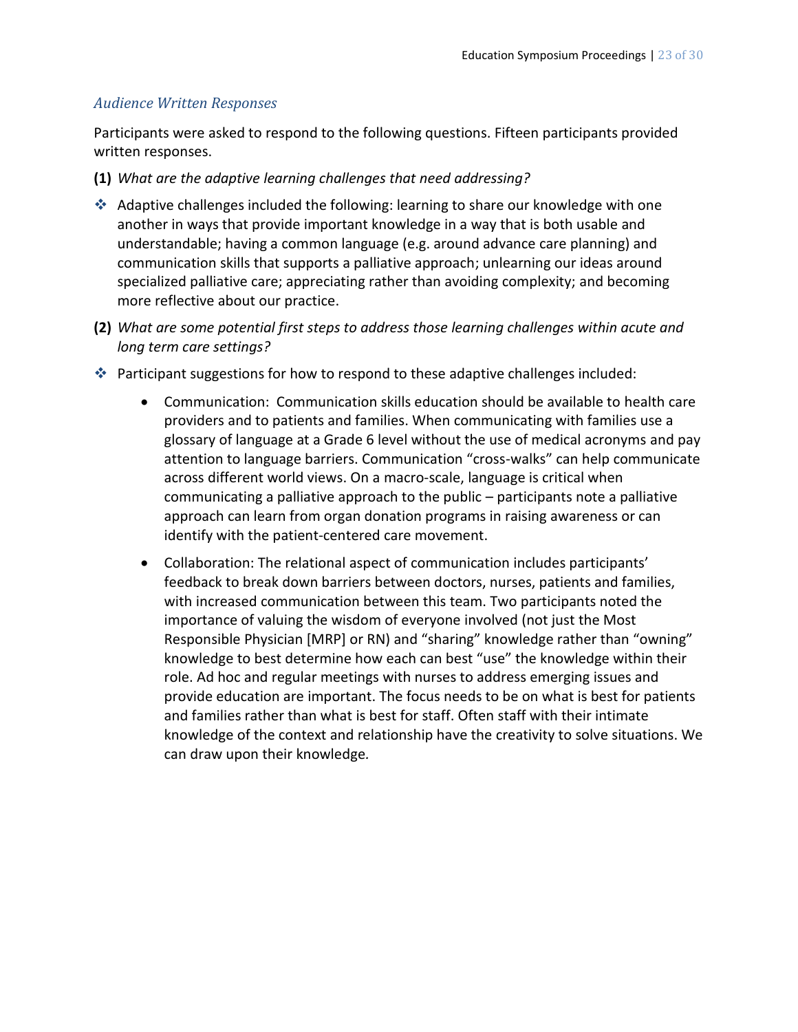### *Audience Written Responses*

Participants were asked to respond to the following questions. Fifteen participants provided written responses.

**(1)** *What are the adaptive learning challenges that need addressing?*

- Adaptive challenges included the following: learning to share our knowledge with one another in ways that provide important knowledge in a way that is both usable and understandable; having a common language (e.g. around advance care planning) and communication skills that supports a palliative approach; unlearning our ideas around specialized palliative care; appreciating rather than avoiding complexity; and becoming more reflective about our practice.

**(2)** *What are some potential first steps to address those learning challenges within acute and long term care settings?*

- Participant suggestions for how to respond to these adaptive challenges included:
    - Communication: Communication skills education should be available to health care providers and to patients and families. When communicating with families use a glossary of language at a Grade 6 level without the use of medical acronyms and pay attention to language barriers. Communication "cross-walks" can help communicate across different world views. On a macro-scale, language is critical when communicating a palliative approach to the public – participants note a palliative approach can learn from organ donation programs in raising awareness or can identify with the patient-centered care movement.
    - Collaboration: The relational aspect of communication includes participants' feedback to break down barriers between doctors, nurses, patients and families, with increased communication between this team. Two participants noted the importance of valuing the wisdom of everyone involved (not just the Most Responsible Physician [MRP] or RN) and "sharing" knowledge rather than "owning" knowledge to best determine how each can best "use" the knowledge within their role. Ad hoc and regular meetings with nurses to address emerging issues and provide education are important. The focus needs to be on what is best for patients and families rather than what is best for staff. Often staff with their intimate knowledge of the context and relationship have the creativity to solve situations. We can draw upon their knowledge.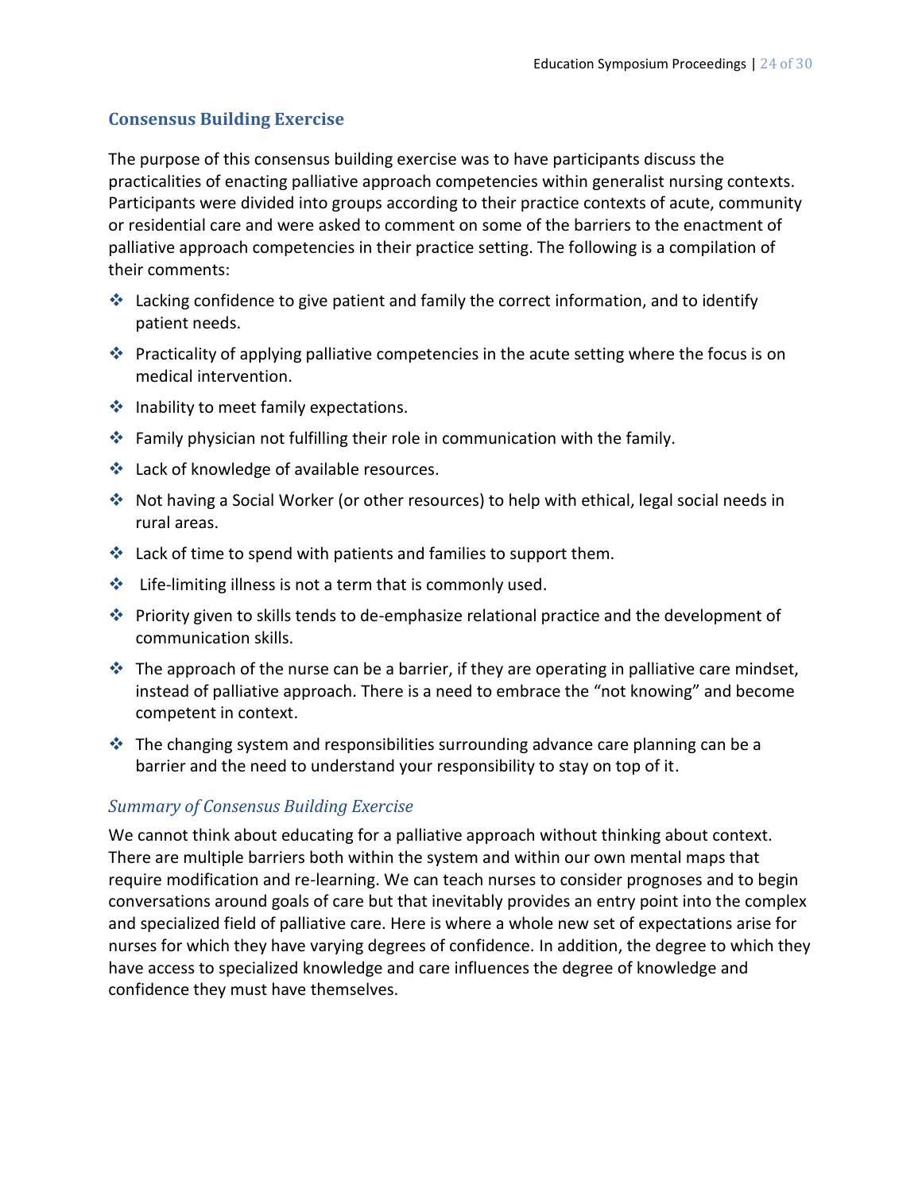## Consensus Building Exercise

The purpose of this consensus building exercise was to have participants discuss the practicalities of enacting palliative approach competencies within generalist nursing contexts. Participants were divided into groups according to their practice contexts of acute, community or residential care and were asked to comment on some of the barriers to the enactment of palliative approach competencies in their practice setting. The following is a compilation of their comments:

- Lacking confidence to give patient and family the correct information, and to identify patient needs.
- Practicality of applying palliative competencies in the acute setting where the focus is on medical intervention.
- Inability to meet family expectations.
- Family physician not fulfilling their role in communication with the family.
- Lack of knowledge of available resources.
- Not having a Social Worker (or other resources) to help with ethical, legal social needs in rural areas.
- Lack of time to spend with patients and families to support them.
- Life-limiting illness is not a term that is commonly used.
- Priority given to skills tends to de-emphasize relational practice and the development of communication skills.
- The approach of the nurse can be a barrier, if they are operating in palliative care mindset, instead of palliative approach. There is a need to embrace the "not knowing" and become competent in context.
- The changing system and responsibilities surrounding advance care planning can be a barrier and the need to understand your responsibility to stay on top of it.

### *Summary of Consensus Building Exercise*

We cannot think about educating for a palliative approach without thinking about context. There are multiple barriers both within the system and within our own mental maps that require modification and re-learning. We can teach nurses to consider prognoses and to begin conversations around goals of care but that inevitably provides an entry point into the complex and specialized field of palliative care. Here is where a whole new set of expectations arise for nurses for which they have varying degrees of confidence. In addition, the degree to which they have access to specialized knowledge and care influences the degree of knowledge and confidence they must have themselves.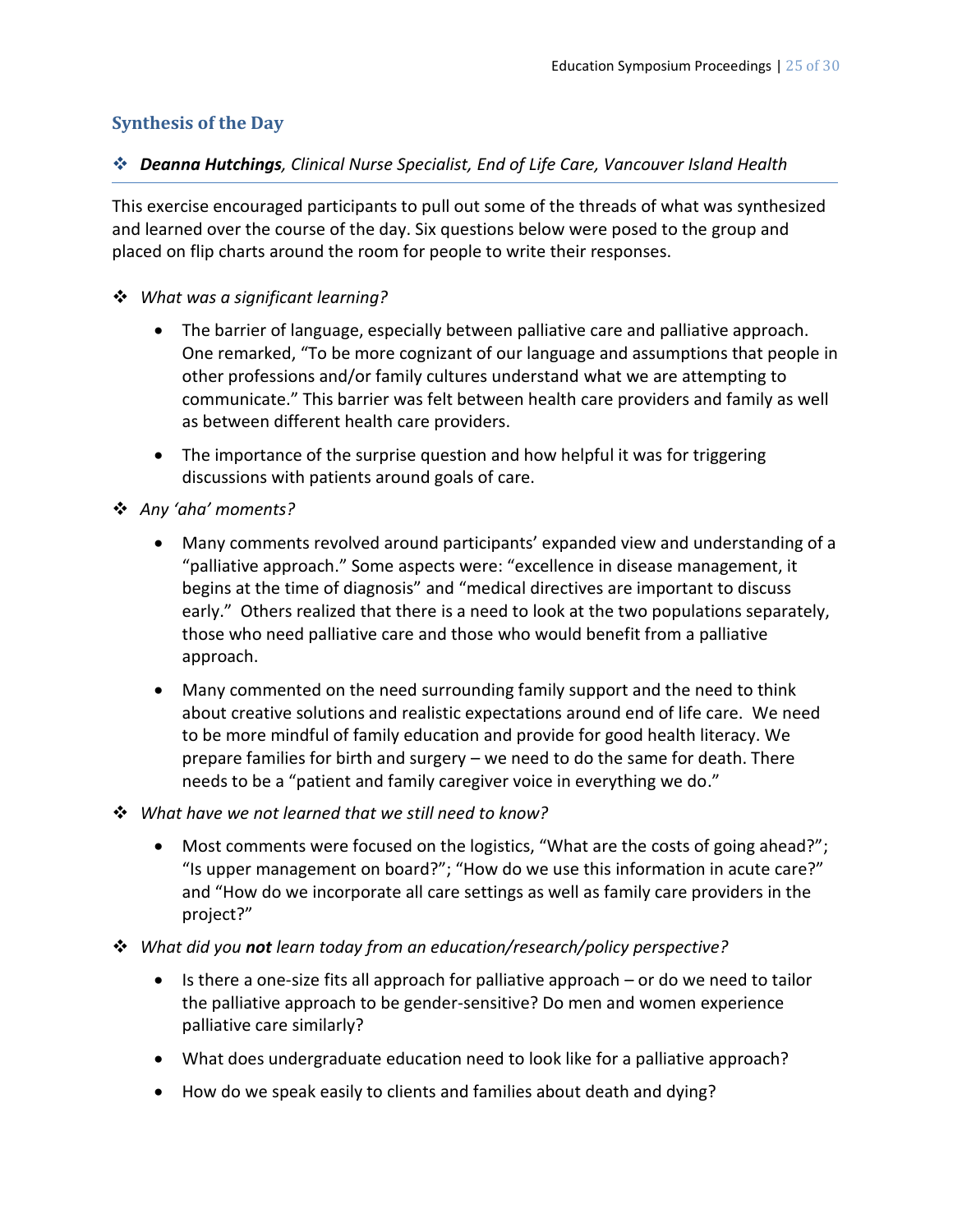## Synthesis of the Day

❖ ***Deanna Hutchings**, Clinical Nurse Specialist, End of Life Care, Vancouver Island Health*

This exercise encouraged participants to pull out some of the threads of what was synthesized and learned over the course of the day. Six questions below were posed to the group and placed on flip charts around the room for people to write their responses.

❖ *What was a significant learning?*

- The barrier of language, especially between palliative care and palliative approach. One remarked, "To be more cognizant of our language and assumptions that people in other professions and/or family cultures understand what we are attempting to communicate." This barrier was felt between health care providers and family as well as between different health care providers.

- The importance of the surprise question and how helpful it was for triggering discussions with patients around goals of care.

❖ *Any 'aha' moments?*

- Many comments revolved around participants' expanded view and understanding of a "palliative approach." Some aspects were: "excellence in disease management, it begins at the time of diagnosis" and "medical directives are important to discuss early." Others realized that there is a need to look at the two populations separately, those who need palliative care and those who would benefit from a palliative approach.

- Many commented on the need surrounding family support and the need to think about creative solutions and realistic expectations around end of life care. We need to be more mindful of family education and provide for good health literacy. We prepare families for birth and surgery – we need to do the same for death. There needs to be a "patient and family caregiver voice in everything we do."

❖ *What have we not learned that we still need to know?*

- Most comments were focused on the logistics, "What are the costs of going ahead?"; "Is upper management on board?"; "How do we use this information in acute care?" and "How do we incorporate all care settings as well as family care providers in the project?"

❖ *What did you **not** learn today from an education/research/policy perspective?*

- Is there a one-size fits all approach for palliative approach – or do we need to tailor the palliative approach to be gender-sensitive? Do men and women experience palliative care similarly?

- What does undergraduate education need to look like for a palliative approach?

- How do we speak easily to clients and families about death and dying?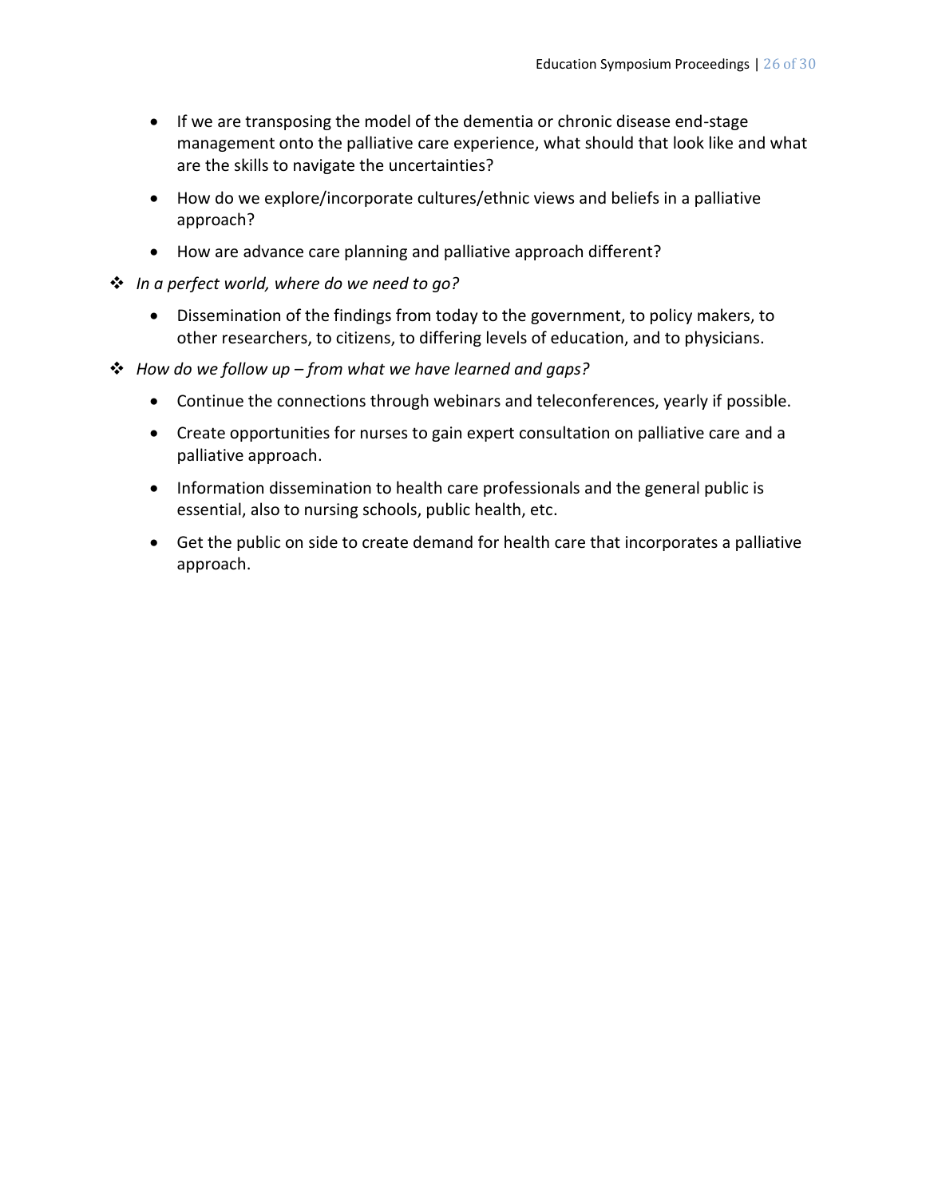- If we are transposing the model of the dementia or chronic disease end-stage management onto the palliative care experience, what should that look like and what are the skills to navigate the uncertainties?
- How do we explore/incorporate cultures/ethnic views and beliefs in a palliative approach?
- How are advance care planning and palliative approach different?

❖ *In a perfect world, where do we need to go?*

- Dissemination of the findings from today to the government, to policy makers, to other researchers, to citizens, to differing levels of education, and to physicians.

❖ *How do we follow up – from what we have learned and gaps?*

- Continue the connections through webinars and teleconferences, yearly if possible.
- Create opportunities for nurses to gain expert consultation on palliative care and a palliative approach.
- Information dissemination to health care professionals and the general public is essential, also to nursing schools, public health, etc.
- Get the public on side to create demand for health care that incorporates a palliative approach.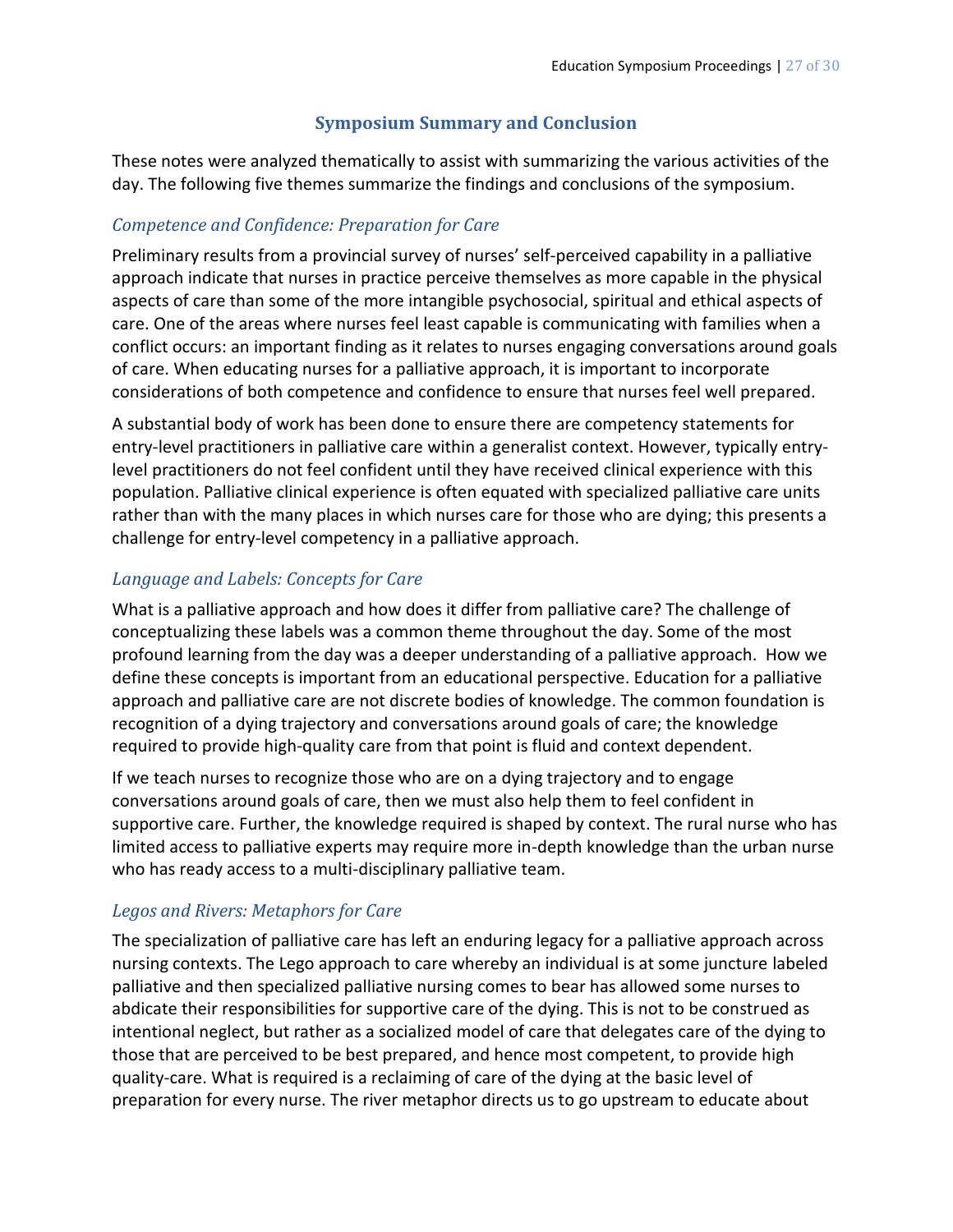## Symposium Summary and Conclusion

These notes were analyzed thematically to assist with summarizing the various activities of the day. The following five themes summarize the findings and conclusions of the symposium.

### *Competence and Confidence: Preparation for Care*

Preliminary results from a provincial survey of nurses' self-perceived capability in a palliative approach indicate that nurses in practice perceive themselves as more capable in the physical aspects of care than some of the more intangible psychosocial, spiritual and ethical aspects of care. One of the areas where nurses feel least capable is communicating with families when a conflict occurs: an important finding as it relates to nurses engaging conversations around goals of care. When educating nurses for a palliative approach, it is important to incorporate considerations of both competence and confidence to ensure that nurses feel well prepared.

A substantial body of work has been done to ensure there are competency statements for entry-level practitioners in palliative care within a generalist context. However, typically entry-level practitioners do not feel confident until they have received clinical experience with this population. Palliative clinical experience is often equated with specialized palliative care units rather than with the many places in which nurses care for those who are dying; this presents a challenge for entry-level competency in a palliative approach.

### *Language and Labels: Concepts for Care*

What is a palliative approach and how does it differ from palliative care? The challenge of conceptualizing these labels was a common theme throughout the day. Some of the most profound learning from the day was a deeper understanding of a palliative approach. How we define these concepts is important from an educational perspective. Education for a palliative approach and palliative care are not discrete bodies of knowledge. The common foundation is recognition of a dying trajectory and conversations around goals of care; the knowledge required to provide high-quality care from that point is fluid and context dependent.

If we teach nurses to recognize those who are on a dying trajectory and to engage conversations around goals of care, then we must also help them to feel confident in supportive care. Further, the knowledge required is shaped by context. The rural nurse who has limited access to palliative experts may require more in-depth knowledge than the urban nurse who has ready access to a multi-disciplinary palliative team.

### *Legos and Rivers: Metaphors for Care*

The specialization of palliative care has left an enduring legacy for a palliative approach across nursing contexts. The Lego approach to care whereby an individual is at some juncture labeled palliative and then specialized palliative nursing comes to bear has allowed some nurses to abdicate their responsibilities for supportive care of the dying. This is not to be construed as intentional neglect, but rather as a socialized model of care that delegates care of the dying to those that are perceived to be best prepared, and hence most competent, to provide high quality-care. What is required is a reclaiming of care of the dying at the basic level of preparation for every nurse. The river metaphor directs us to go upstream to educate about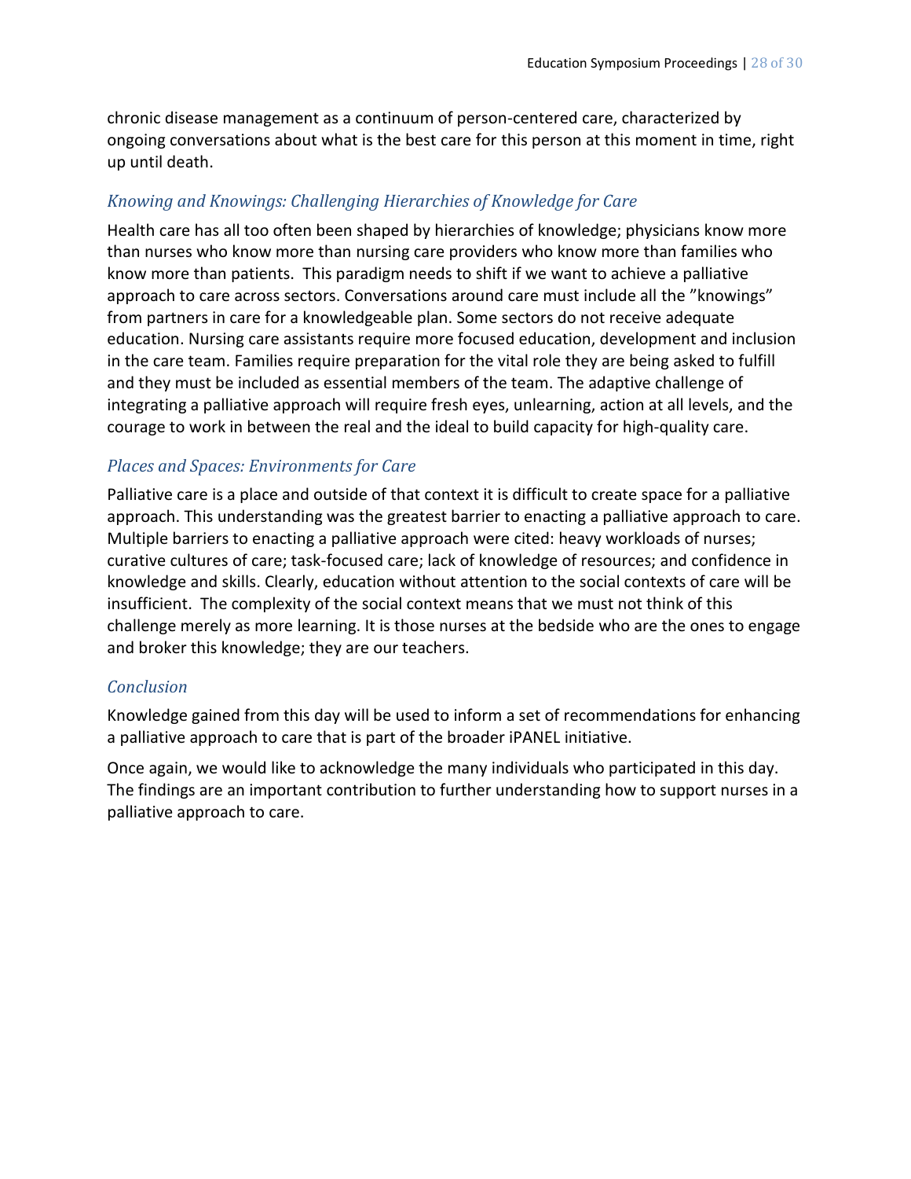chronic disease management as a continuum of person-centered care, characterized by ongoing conversations about what is the best care for this person at this moment in time, right up until death.

### *Knowing and Knowings: Challenging Hierarchies of Knowledge for Care*

Health care has all too often been shaped by hierarchies of knowledge; physicians know more than nurses who know more than nursing care providers who know more than families who know more than patients. This paradigm needs to shift if we want to achieve a palliative approach to care across sectors. Conversations around care must include all the "knowings" from partners in care for a knowledgeable plan. Some sectors do not receive adequate education. Nursing care assistants require more focused education, development and inclusion in the care team. Families require preparation for the vital role they are being asked to fulfill and they must be included as essential members of the team. The adaptive challenge of integrating a palliative approach will require fresh eyes, unlearning, action at all levels, and the courage to work in between the real and the ideal to build capacity for high-quality care.

### *Places and Spaces: Environments for Care*

Palliative care is a place and outside of that context it is difficult to create space for a palliative approach. This understanding was the greatest barrier to enacting a palliative approach to care. Multiple barriers to enacting a palliative approach were cited: heavy workloads of nurses; curative cultures of care; task-focused care; lack of knowledge of resources; and confidence in knowledge and skills. Clearly, education without attention to the social contexts of care will be insufficient. The complexity of the social context means that we must not think of this challenge merely as more learning. It is those nurses at the bedside who are the ones to engage and broker this knowledge; they are our teachers.

### *Conclusion*

Knowledge gained from this day will be used to inform a set of recommendations for enhancing a palliative approach to care that is part of the broader iPANEL initiative.

Once again, we would like to acknowledge the many individuals who participated in this day. The findings are an important contribution to further understanding how to support nurses in a palliative approach to care.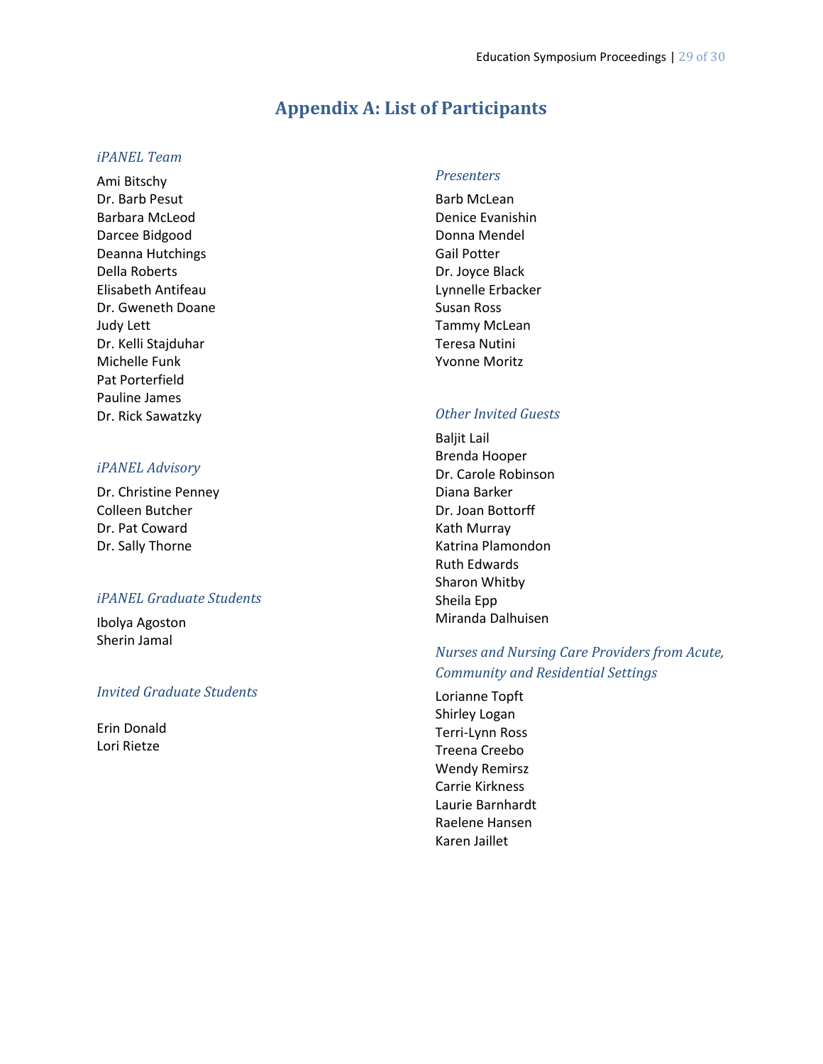# Appendix A: List of Participants

### *iPANEL Team*

Ami Bitschy
Dr. Barb Pesut
Barbara McLeod
Darcee Bidgood
Deanna Hutchings
Della Roberts
Elisabeth Antifeau
Dr. Gweneth Doane
Judy Lett
Dr. Kelli Stajduhar
Michelle Funk
Pat Porterfield
Pauline James
Dr. Rick Sawatzky

### *iPANEL Advisory*

Dr. Christine Penney
Colleen Butcher
Dr. Pat Coward
Dr. Sally Thorne

### *iPANEL Graduate Students*

Ibolya Agoston
Sherin Jamal

### *Invited Graduate Students*

Erin Donald
Lori Rietze

### *Presenters*

Barb McLean
Denice Evanishin
Donna Mendel
Gail Potter
Dr. Joyce Black
Lynnelle Erbacker
Susan Ross
Tammy McLean
Teresa Nutini
Yvonne Moritz

### *Other Invited Guests*

Baljit Lail
Brenda Hooper
Dr. Carole Robinson
Diana Barker
Dr. Joan Bottorff
Kath Murray
Katrina Plamondon
Ruth Edwards
Sharon Whitby
Sheila Epp
Miranda Dalhuisen

### *Nurses and Nursing Care Providers from Acute, Community and Residential Settings*

Lorianne Topft
Shirley Logan
Terri-Lynn Ross
Treena Creebo
Wendy Remirsz
Carrie Kirkness
Laurie Barnhardt
Raelene Hansen
Karen Jaillet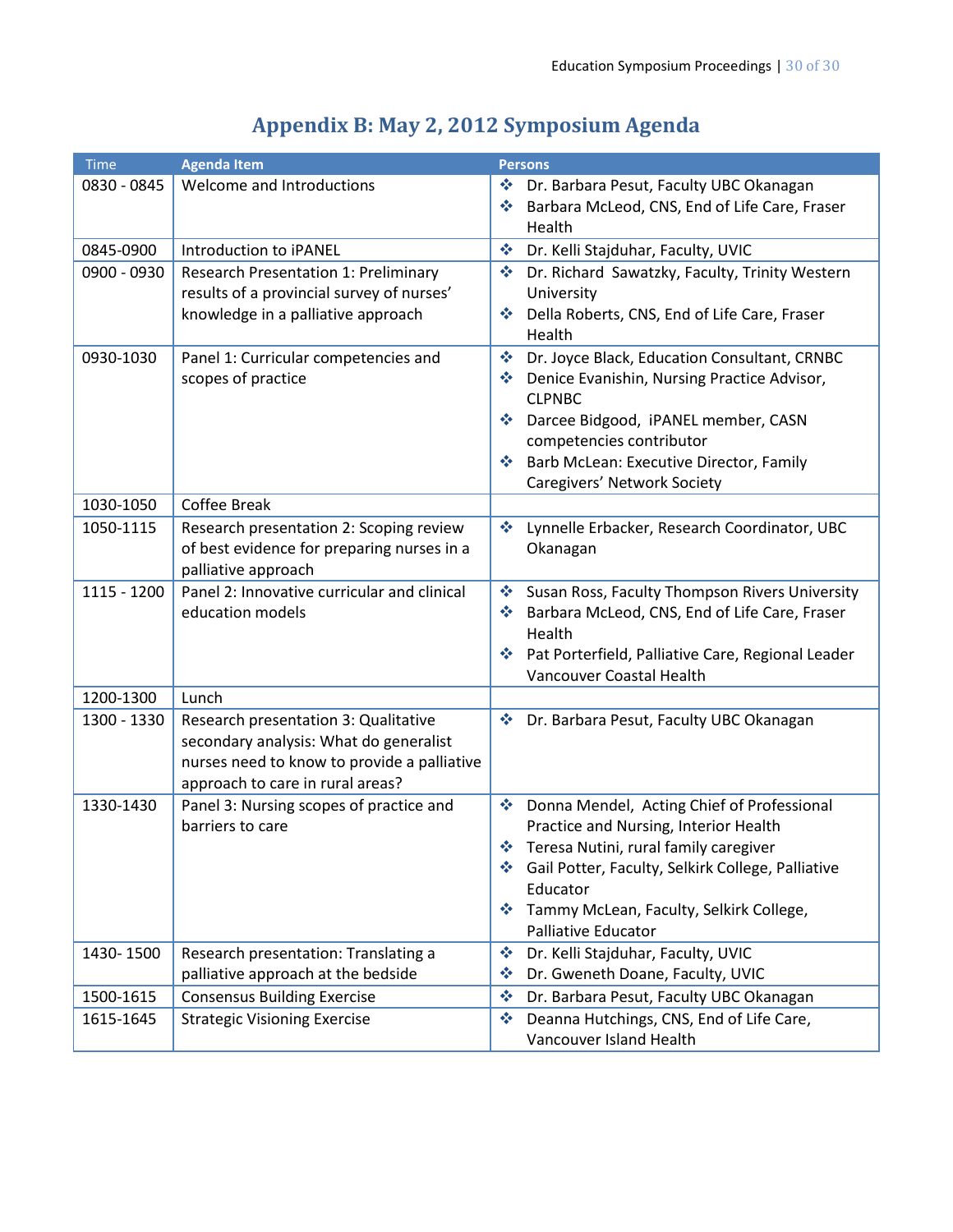# Appendix B: May 2, 2012 Symposium Agenda

| Time | Agenda Item | Persons |
|---|---|---|
| 0830 - 0845 | Welcome and Introductions | ❖ Dr. Barbara Pesut, Faculty UBC Okanagan<br>❖ Barbara McLeod, CNS, End of Life Care, Fraser Health |
| 0845-0900 | Introduction to iPANEL | ❖ Dr. Kelli Stajduhar, Faculty, UVIC |
| 0900 - 0930 | Research Presentation 1: Preliminary results of a provincial survey of nurses' knowledge in a palliative approach | ❖ Dr. Richard Sawatzky, Faculty, Trinity Western University<br>❖ Della Roberts, CNS, End of Life Care, Fraser Health |
| 0930-1030 | Panel 1: Curricular competencies and scopes of practice | ❖ Dr. Joyce Black, Education Consultant, CRNBC<br>❖ Denice Evanishin, Nursing Practice Advisor, CLPNBC<br>❖ Darcee Bidgood, iPANEL member, CASN competencies contributor<br>❖ Barb McLean: Executive Director, Family Caregivers' Network Society |
| 1030-1050 | Coffee Break | |
| 1050-1115 | Research presentation 2: Scoping review of best evidence for preparing nurses in a palliative approach | ❖ Lynnelle Erbacker, Research Coordinator, UBC Okanagan |
| 1115 - 1200 | Panel 2: Innovative curricular and clinical education models | ❖ Susan Ross, Faculty Thompson Rivers University<br>❖ Barbara McLeod, CNS, End of Life Care, Fraser Health<br>❖ Pat Porterfield, Palliative Care, Regional Leader Vancouver Coastal Health |
| 1200-1300 | Lunch | |
| 1300 - 1330 | Research presentation 3: Qualitative secondary analysis: What do generalist nurses need to know to provide a palliative approach to care in rural areas? | ❖ Dr. Barbara Pesut, Faculty UBC Okanagan |
| 1330-1430 | Panel 3: Nursing scopes of practice and barriers to care | ❖ Donna Mendel, Acting Chief of Professional Practice and Nursing, Interior Health<br>❖ Teresa Nutini, rural family caregiver<br>❖ Gail Potter, Faculty, Selkirk College, Palliative Educator<br>❖ Tammy McLean, Faculty, Selkirk College, Palliative Educator |
| 1430- 1500 | Research presentation: Translating a palliative approach at the bedside | ❖ Dr. Kelli Stajduhar, Faculty, UVIC<br>❖ Dr. Gweneth Doane, Faculty, UVIC |
| 1500-1615 | Consensus Building Exercise | ❖ Dr. Barbara Pesut, Faculty UBC Okanagan |
| 1615-1645 | Strategic Visioning Exercise | ❖ Deanna Hutchings, CNS, End of Life Care, Vancouver Island Health |